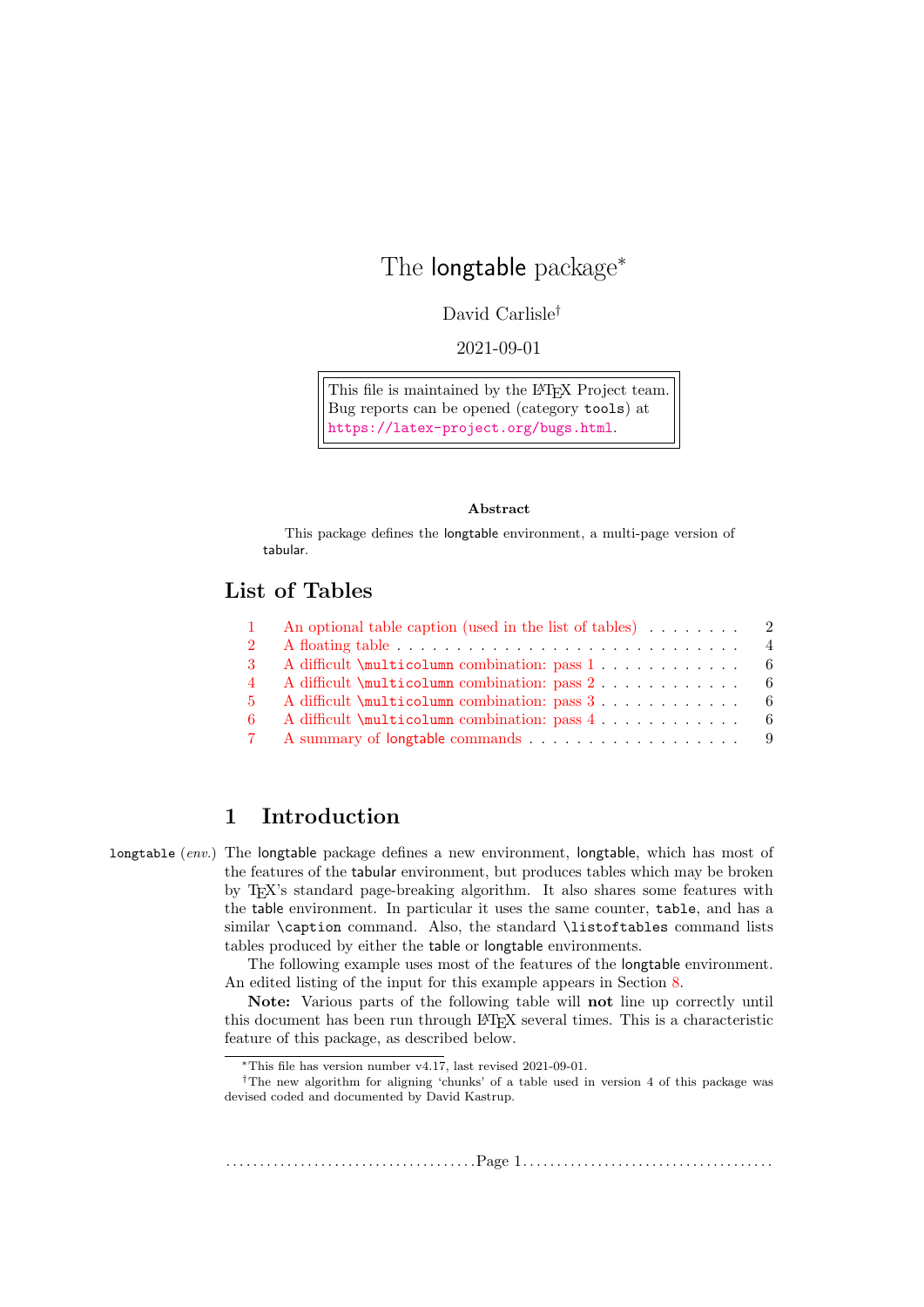# The longtable package[*]

David Carlisle[†]

2021-09-01

> This file is maintained by the LaTeX Project team.
> Bug reports can be opened (category `tools`) at
> https://latex-project.org/bugs.html.

**Abstract**

This package defines the longtable environment, a multi-page version of tabular.

## List of Tables

| | | |
|---|---|---|
| 1 | An optional table caption (used in the list of tables) | 2 |
| 2 | A floating table | 4 |
| 3 | A difficult `\multicolumn` combination: pass 1 | 6 |
| 4 | A difficult `\multicolumn` combination: pass 2 | 6 |
| 5 | A difficult `\multicolumn` combination: pass 3 | 6 |
| 6 | A difficult `\multicolumn` combination: pass 4 | 6 |
| 7 | A summary of longtable commands | 9 |

## 1 Introduction

`longtable` (*env.*) The longtable package defines a new environment, longtable, which has most of the features of the tabular environment, but produces tables which may be broken by TeX's standard page-breaking algorithm. It also shares some features with the table environment. In particular it uses the same counter, `table`, and has a similar `\caption` command. Also, the standard `\listoftables` command lists tables produced by either the table or longtable environments.

The following example uses most of the features of the longtable environment. An edited listing of the input for this example appears in Section 8.

**Note:** Various parts of the following table will **not** line up correctly until this document has been run through LaTeX several times. This is a characteristic feature of this package, as described below.

---

[*]This file has version number v4.17, last revised 2021-09-01.

[†]The new algorithm for aligning 'chunks' of a table used in version 4 of this package was devised coded and documented by David Kastrup.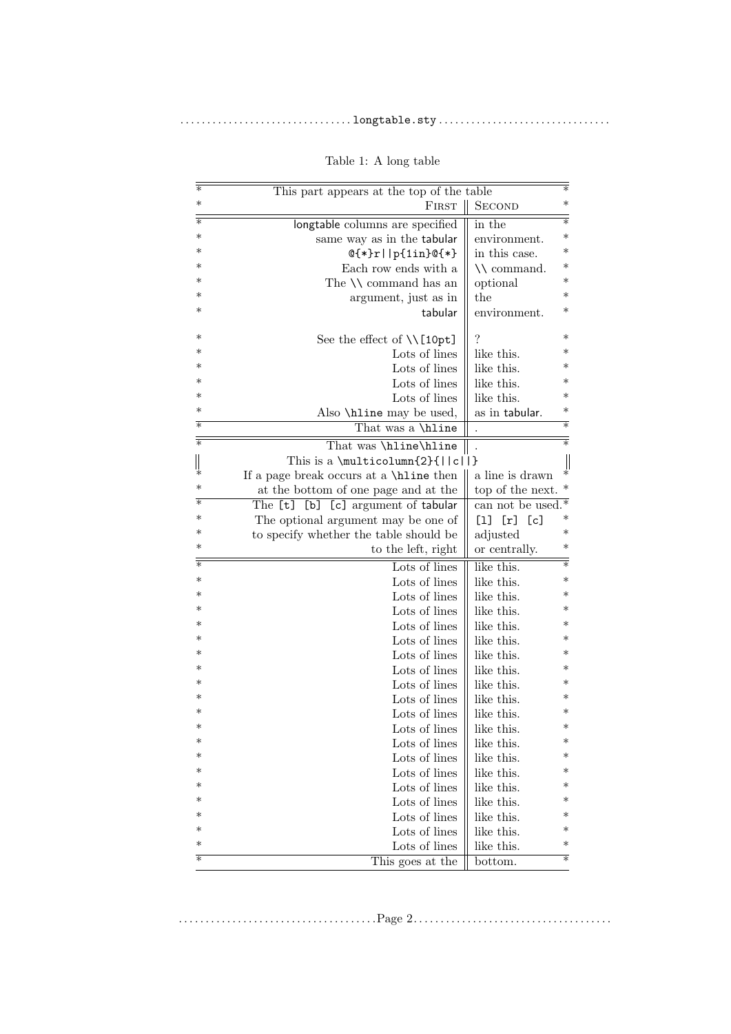Table 1: A long table

| This part appears at the top of the table | |
|---:|:---|
| FIRST | SECOND |
| longtable columns are specified | in the |
| same way as in the tabular | environment. |
| @{*}r\|\|p{1in}@{*} | in this case. |
| Each row ends with a | \\ command. |
| The \\ command has an | optional |
| argument, just as in | the |
| tabular | environment. |
| See the effect of \\[10pt] | ? |
| Lots of lines | like this. |
| Lots of lines | like this. |
| Lots of lines | like this. |
| Lots of lines | like this. |
| Also \hline may be used, | as in tabular. |
| That was a \hline | . |
| That was \hline\hline | . |
| This is a \multicolumn{2}{\|\|c\|\|} | |
| If a page break occurs at a \hline then | a line is drawn |
| at the bottom of one page and at the | top of the next. |
| The [t] [b] [c] argument of tabular | can not be used. |
| The optional argument may be one of | [l] [r] [c] |
| to specify whether the table should be | adjusted |
| to the left, right | or centrally. |
| Lots of lines | like this. |
| Lots of lines | like this. |
| Lots of lines | like this. |
| Lots of lines | like this. |
| Lots of lines | like this. |
| Lots of lines | like this. |
| Lots of lines | like this. |
| Lots of lines | like this. |
| Lots of lines | like this. |
| Lots of lines | like this. |
| Lots of lines | like this. |
| Lots of lines | like this. |
| Lots of lines | like this. |
| Lots of lines | like this. |
| Lots of lines | like this. |
| Lots of lines | like this. |
| Lots of lines | like this. |
| Lots of lines | like this. |
| Lots of lines | like this. |
| Lots of lines | like this. |
| This goes at the | bottom. |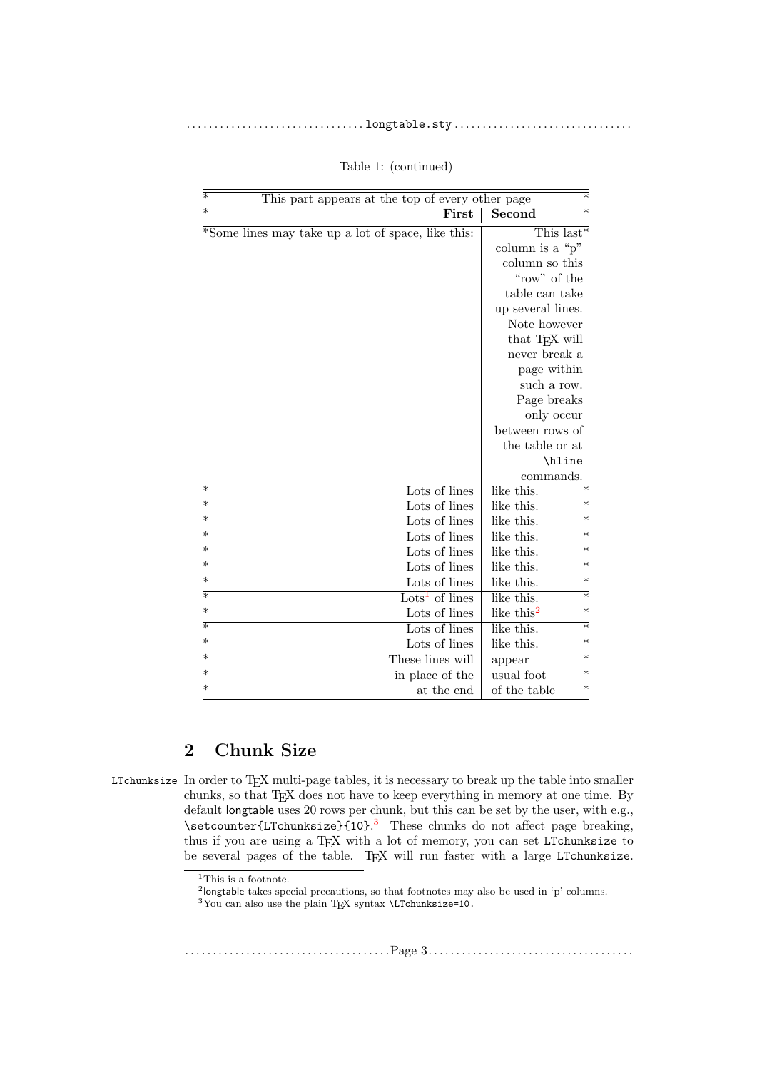Table 1: (continued)

| * This part appears at the top of every other page * | |
|---|---|
| * First | Second * |
| *Some lines may take up a lot of space, like this: | This last* column is a "p" column so this "row" of the table can take up several lines. Note however that TEX will never break a page within such a row. Page breaks only occur between rows of the table or at `\hline` commands. |
| * Lots of lines | like this. * |
| * Lots of lines | like this. * |
| * Lots of lines | like this. * |
| * Lots of lines | like this. * |
| * Lots of lines | like this. * |
| * Lots of lines | like this. * |
| * Lots of lines | like this. * |
| * Lots[1] of lines | like this. * |
| * Lots of lines | like this[2] * |
| * Lots of lines | like this. * |
| * Lots of lines | like this. * |
| * These lines will | appear * |
| * in place of the | usual foot * |
| * at the end | of the table * |

## 2 Chunk Size

LTchunksize In order to TEX multi-page tables, it is necessary to break up the table into smaller chunks, so that TEX does not have to keep everything in memory at one time. By default longtable uses 20 rows per chunk, but this can be set by the user, with e.g., `\setcounter{LTchunksize}{10}`.[3] These chunks do not affect page breaking, thus if you are using a TEX with a lot of memory, you can set `LTchunksize` to be several pages of the table. TEX will run faster with a large `LTchunksize`.

[1] This is a footnote.

[2] longtable takes special precautions, so that footnotes may also be used in 'p' columns.

[3] You can also use the plain TEX syntax `\LTchunksize=10`.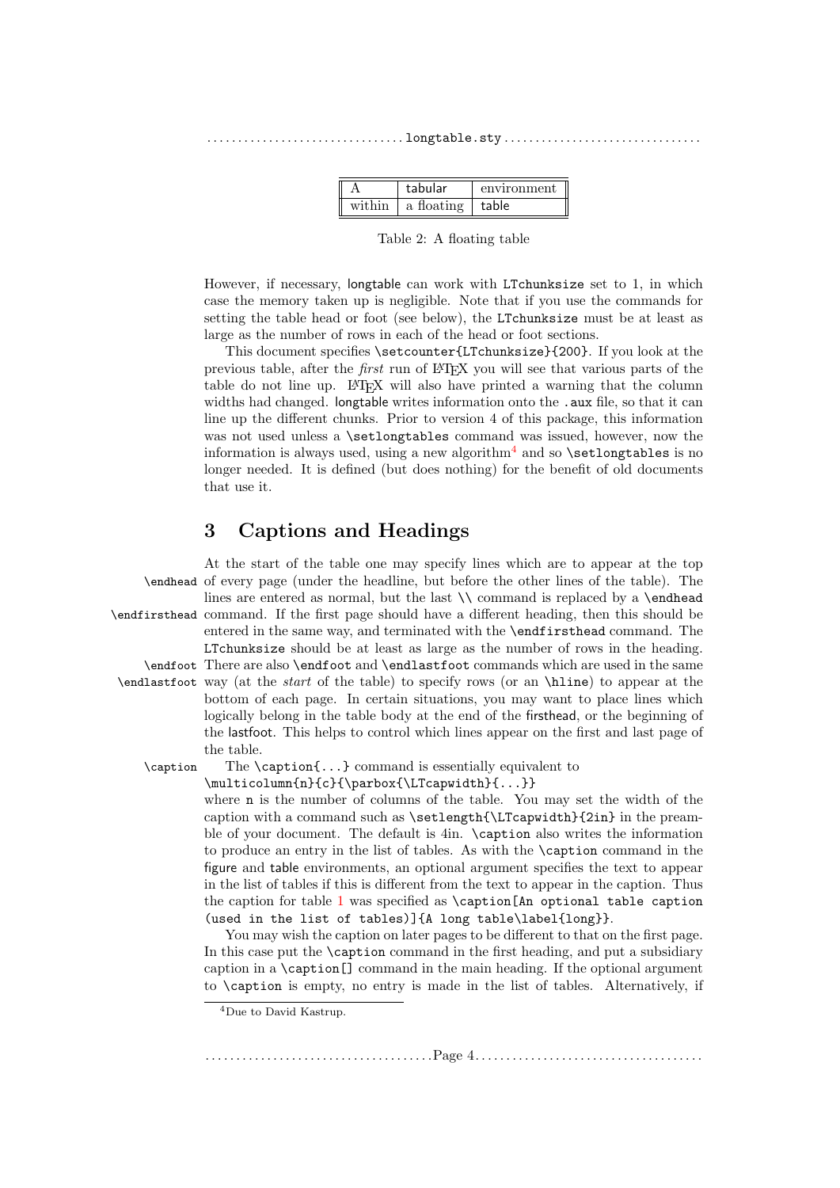| A | tabular | environment |
|---|---|---|
| within | a floating | table |

Table 2: A floating table

However, if necessary, longtable can work with `LTchunksize` set to 1, in which case the memory taken up is negligible. Note that if you use the commands for setting the table head or foot (see below), the `LTchunksize` must be at least as large as the number of rows in each of the head or foot sections.

This document specifies `\setcounter{LTchunksize}{200}`. If you look at the previous table, after the *first* run of LaTeX you will see that various parts of the table do not line up. LaTeX will also have printed a warning that the column widths had changed. longtable writes information onto the `.aux` file, so that it can line up the different chunks. Prior to version 4 of this package, this information was not used unless a `\setlongtables` command was issued, however, now the information is always used, using a new algorithm[4] and so `\setlongtables` is no longer needed. It is defined (but does nothing) for the benefit of old documents that use it.

## 3 Captions and Headings

`\endhead` `\endfirsthead` At the start of the table one may specify lines which are to appear at the top of every page (under the headline, but before the other lines of the table). The lines are entered as normal, but the last `\\` command is replaced by a `\endhead` command. If the first page should have a different heading, then this should be entered in the same way, and terminated with the `\endfirsthead` command. The `LTchunksize` should be at least as large as the number of rows in the heading.

`\endfoot` `\endlastfoot` There are also `\endfoot` and `\endlastfoot` commands which are used in the same way (at the *start* of the table) to specify rows (or an `\hline`) to appear at the bottom of each page. In certain situations, you may want to place lines which logically belong in the table body at the end of the firsthead, or the beginning of the lastfoot. This helps to control which lines appear on the first and last page of the table.

`\caption` The `\caption{...}` command is essentially equivalent to
`\multicolumn{n}{c}{\parbox{\LTcapwidth}{...}}`
where `n` is the number of columns of the table. You may set the width of the caption with a command such as `\setlength{\LTcapwidth}{2in}` in the preamble of your document. The default is 4in. `\caption` also writes the information to produce an entry in the list of tables. As with the `\caption` command in the figure and table environments, an optional argument specifies the text to appear in the list of tables if this is different from the text to appear in the caption. Thus the caption for table 1 was specified as `\caption[An optional table caption (used in the list of tables)]{A long table\label{long}}`.

You may wish the caption on later pages to be different to that on the first page. In this case put the `\caption` command in the first heading, and put a subsidiary caption in a `\caption[]` command in the main heading. If the optional argument to `\caption` is empty, no entry is made in the list of tables. Alternatively, if

[4] Due to David Kastrup.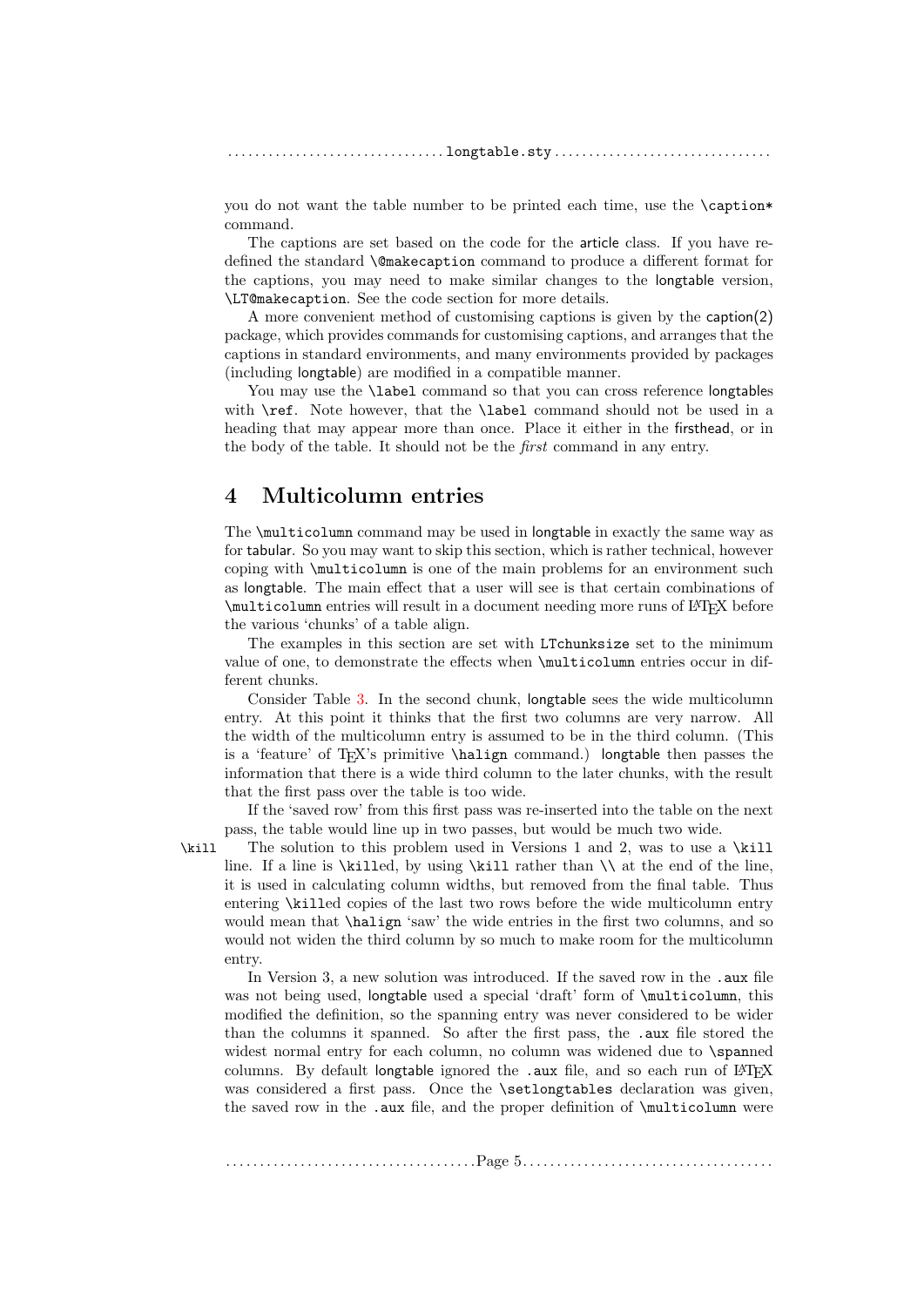you do not want the table number to be printed each time, use the `\caption*` command.

The captions are set based on the code for the article class. If you have redefined the standard `\@makecaption` command to produce a different format for the captions, you may need to make similar changes to the longtable version, `\LT@makecaption`. See the code section for more details.

A more convenient method of customising captions is given by the caption(2) package, which provides commands for customising captions, and arranges that the captions in standard environments, and many environments provided by packages (including longtable) are modified in a compatible manner.

You may use the `\label` command so that you can cross reference longtables with `\ref`. Note however, that the `\label` command should not be used in a heading that may appear more than once. Place it either in the firsthead, or in the body of the table. It should not be the *first* command in any entry.

# 4 Multicolumn entries

The `\multicolumn` command may be used in longtable in exactly the same way as for tabular. So you may want to skip this section, which is rather technical, however coping with `\multicolumn` is one of the main problems for an environment such as longtable. The main effect that a user will see is that certain combinations of `\multicolumn` entries will result in a document needing more runs of LaTeX before the various 'chunks' of a table align.

The examples in this section are set with `LTchunksize` set to the minimum value of one, to demonstrate the effects when `\multicolumn` entries occur in different chunks.

Consider Table 3. In the second chunk, longtable sees the wide multicolumn entry. At this point it thinks that the first two columns are very narrow. All the width of the multicolumn entry is assumed to be in the third column. (This is a 'feature' of TeX's primitive `\halign` command.) longtable then passes the information that there is a wide third column to the later chunks, with the result that the first pass over the table is too wide.

If the 'saved row' from this first pass was re-inserted into the table on the next pass, the table would line up in two passes, but would be much two wide.

`\kill` The solution to this problem used in Versions 1 and 2, was to use a `\kill` line. If a line is `\kill`ed, by using `\kill` rather than `\\` at the end of the line, it is used in calculating column widths, but removed from the final table. Thus entering `\kill`ed copies of the last two rows before the wide multicolumn entry would mean that `\halign` 'saw' the wide entries in the first two columns, and so would not widen the third column by so much to make room for the multicolumn entry.

In Version 3, a new solution was introduced. If the saved row in the `.aux` file was not being used, longtable used a special 'draft' form of `\multicolumn`, this modified the definition, so the spanning entry was never considered to be wider than the columns it spanned. So after the first pass, the `.aux` file stored the widest normal entry for each column, no column was widened due to `\span`ned columns. By default longtable ignored the `.aux` file, and so each run of LaTeX was considered a first pass. Once the `\setlongtables` declaration was given, the saved row in the `.aux` file, and the proper definition of `\multicolumn` were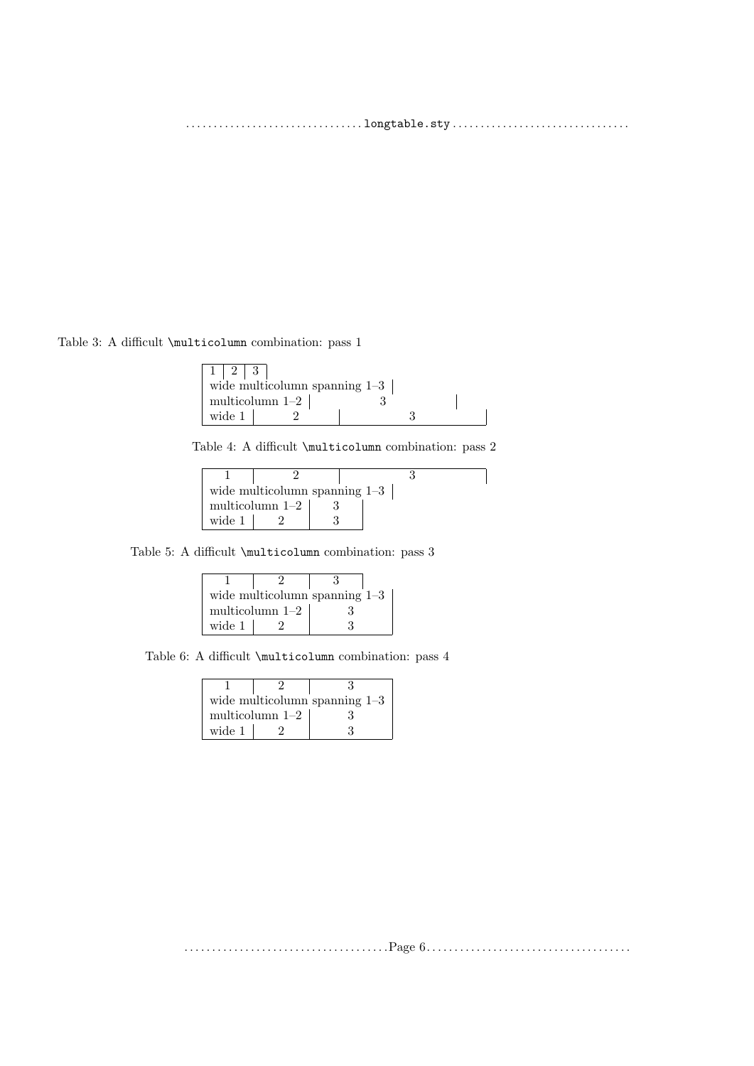Table 3: A difficult \multicolumn combination: pass 1

| 1 | 2 | 3 | |
|---|---|---|---|
| wide multicolumn spanning 1–3 | | | |
| multicolumn 1–2 | | 3 | |
| wide 1 | 2 | 3 | |

Table 4: A difficult \multicolumn combination: pass 2

| 1 | 2 | 3 |
|---|---|---|
| wide multicolumn spanning 1–3 | | |
| multicolumn 1–2 | | 3 |
| wide 1 | 2 | 3 |

Table 5: A difficult \multicolumn combination: pass 3

| 1 | 2 | 3 |
|---|---|---|
| wide multicolumn spanning 1–3 | | |
| multicolumn 1–2 | | 3 |
| wide 1 | 2 | 3 |

Table 6: A difficult \multicolumn combination: pass 4

| 1 | 2 | 3 |
|---|---|---|
| wide multicolumn spanning 1–3 | | |
| multicolumn 1–2 | | 3 |
| wide 1 | 2 | 3 |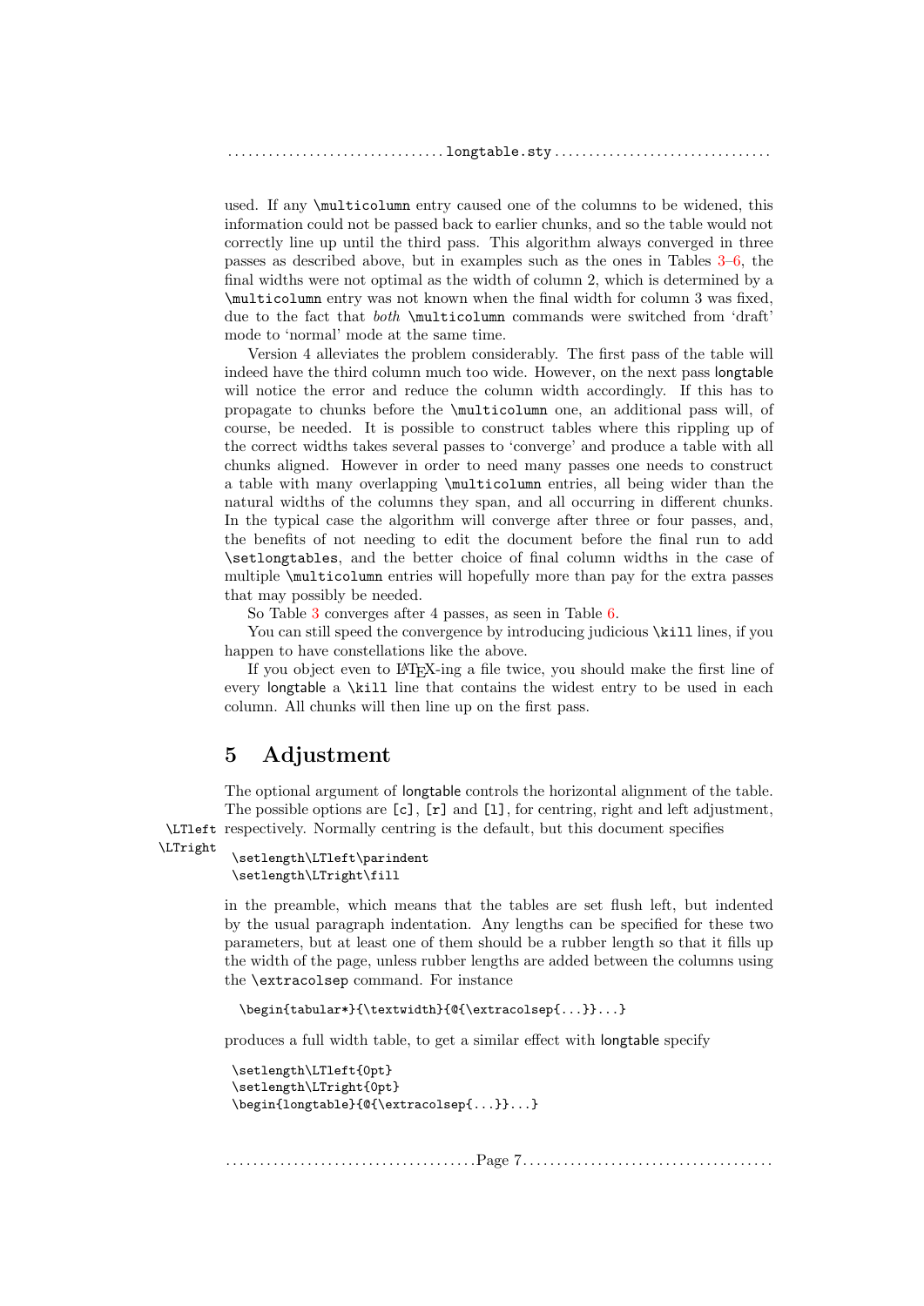used. If any `\multicolumn` entry caused one of the columns to be widened, this information could not be passed back to earlier chunks, and so the table would not correctly line up until the third pass. This algorithm always converged in three passes as described above, but in examples such as the ones in Tables 3–6, the final widths were not optimal as the width of column 2, which is determined by a `\multicolumn` entry was not known when the final width for column 3 was fixed, due to the fact that *both* `\multicolumn` commands were switched from 'draft' mode to 'normal' mode at the same time.

Version 4 alleviates the problem considerably. The first pass of the table will indeed have the third column much too wide. However, on the next pass longtable will notice the error and reduce the column width accordingly. If this has to propagate to chunks before the `\multicolumn` one, an additional pass will, of course, be needed. It is possible to construct tables where this rippling up of the correct widths takes several passes to 'converge' and produce a table with all chunks aligned. However in order to need many passes one needs to construct a table with many overlapping `\multicolumn` entries, all being wider than the natural widths of the columns they span, and all occurring in different chunks. In the typical case the algorithm will converge after three or four passes, and, the benefits of not needing to edit the document before the final run to add `\setlongtables`, and the better choice of final column widths in the case of multiple `\multicolumn` entries will hopefully more than pay for the extra passes that may possibly be needed.

So Table 3 converges after 4 passes, as seen in Table 6.

You can still speed the convergence by introducing judicious `\kill` lines, if you happen to have constellations like the above.

If you object even to LaTeX-ing a file twice, you should make the first line of every longtable a `\kill` line that contains the widest entry to be used in each column. All chunks will then line up on the first pass.

# 5 Adjustment

`\LTleft`
`\LTright`

The optional argument of longtable controls the horizontal alignment of the table. The possible options are `[c]`, `[r]` and `[l]`, for centring, right and left adjustment, respectively. Normally centring is the default, but this document specifies

```
\setlength\LTleft\parindent
\setlength\LTright\fill
```

in the preamble, which means that the tables are set flush left, but indented by the usual paragraph indentation. Any lengths can be specified for these two parameters, but at least one of them should be a rubber length so that it fills up the width of the page, unless rubber lengths are added between the columns using the `\extracolsep` command. For instance

```
\begin{tabular*}{\textwidth}{@{\extracolsep{...}}...}
```

produces a full width table, to get a similar effect with longtable specify

```
\setlength\LTleft{0pt}
\setlength\LTright{0pt}
\begin{longtable}{@{\extracolsep{...}}...}
```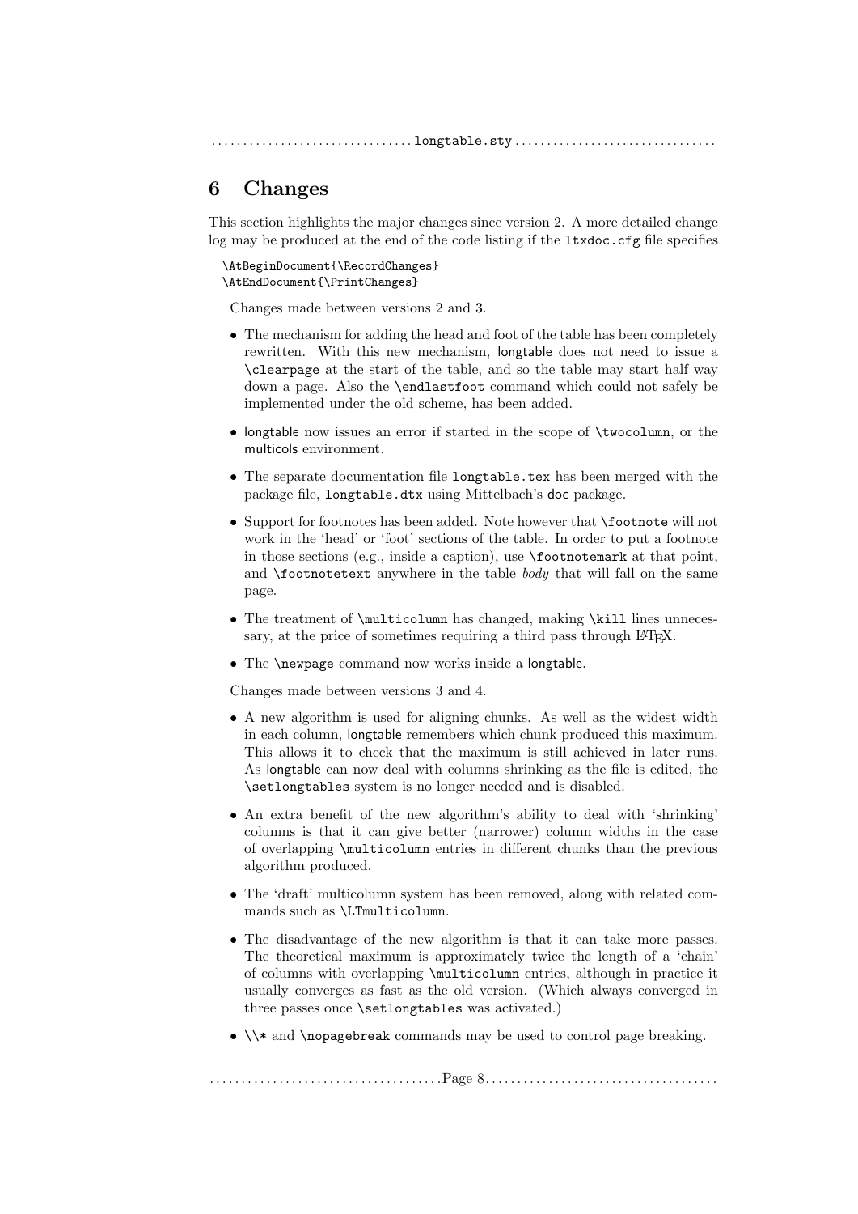# 6 Changes

This section highlights the major changes since version 2. A more detailed change log may be produced at the end of the code listing if the `ltxdoc.cfg` file specifies

```
\AtBeginDocument{\RecordChanges}
\AtEndDocument{\PrintChanges}
```

Changes made between versions 2 and 3.

- The mechanism for adding the head and foot of the table has been completely rewritten. With this new mechanism, longtable does not need to issue a `\clearpage` at the start of the table, and so the table may start half way down a page. Also the `\endlastfoot` command which could not safely be implemented under the old scheme, has been added.
- longtable now issues an error if started in the scope of `\twocolumn`, or the multicols environment.
- The separate documentation file `longtable.tex` has been merged with the package file, `longtable.dtx` using Mittelbach's doc package.
- Support for footnotes has been added. Note however that `\footnote` will not work in the 'head' or 'foot' sections of the table. In order to put a footnote in those sections (e.g., inside a caption), use `\footnotemark` at that point, and `\footnotetext` anywhere in the table *body* that will fall on the same page.
- The treatment of `\multicolumn` has changed, making `\kill` lines unnecessary, at the price of sometimes requiring a third pass through LaTeX.
- The `\newpage` command now works inside a longtable.

Changes made between versions 3 and 4.

- A new algorithm is used for aligning chunks. As well as the widest width in each column, longtable remembers which chunk produced this maximum. This allows it to check that the maximum is still achieved in later runs. As longtable can now deal with columns shrinking as the file is edited, the `\setlongtables` system is no longer needed and is disabled.
- An extra benefit of the new algorithm's ability to deal with 'shrinking' columns is that it can give better (narrower) column widths in the case of overlapping `\multicolumn` entries in different chunks than the previous algorithm produced.
- The 'draft' multicolumn system has been removed, along with related commands such as `\LTmulticolumn`.
- The disadvantage of the new algorithm is that it can take more passes. The theoretical maximum is approximately twice the length of a 'chain' of columns with overlapping `\multicolumn` entries, although in practice it usually converges as fast as the old version. (Which always converged in three passes once `\setlongtables` was activated.)
- `\\*` and `\nopagebreak` commands may be used to control page breaking.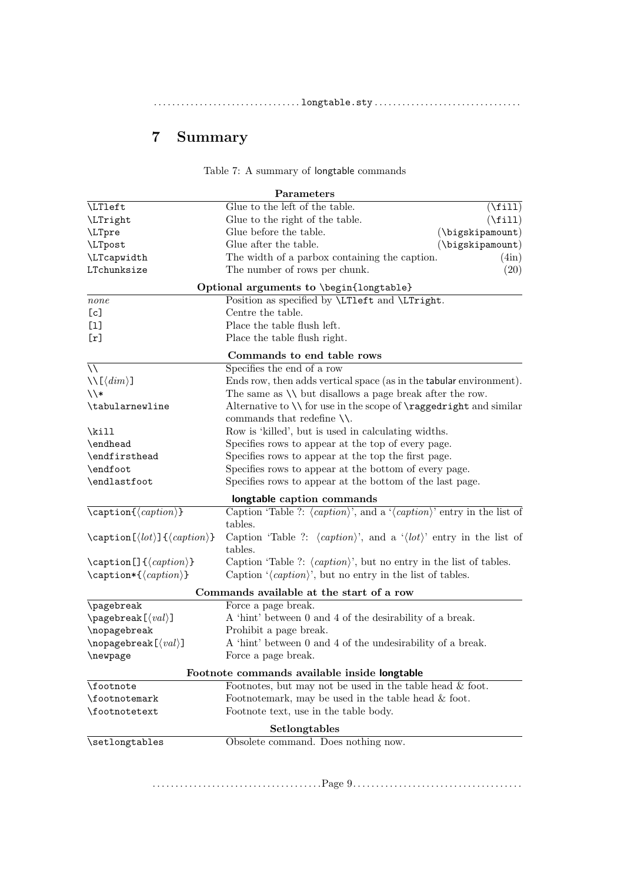## 7 Summary

Table 7: A summary of longtable commands

| **Parameters** | | |
|---|---|---|
| `\LTleft` | Glue to the left of the table. | (`\fill`) |
| `\LTright` | Glue to the right of the table. | (`\fill`) |
| `\LTpre` | Glue before the table. | (`\bigskipamount`) |
| `\LTpost` | Glue after the table. | (`\bigskipamount`) |
| `\LTcapwidth` | The width of a parbox containing the caption. | (4in) |
| `LTchunksize` | The number of rows per chunk. | (20) |
| **Optional arguments to `\begin{longtable}`** | | |
| *none* | Position as specified by `\LTleft` and `\LTright`. | |
| `[c]` | Centre the table. | |
| `[l]` | Place the table flush left. | |
| `[r]` | Place the table flush right. | |
| **Commands to end table rows** | | |
| `\\` | Specifies the end of a row | |
| `\\[`⟨*dim*⟩`]` | Ends row, then adds vertical space (as in the tabular environment). | |
| `\\*` | The same as `\\` but disallows a page break after the row. | |
| `\tabularnewline` | Alternative to `\\` for use in the scope of `\raggedright` and similar commands that redefine `\\`. | |
| `\kill` | Row is 'killed', but is used in calculating widths. | |
| `\endhead` | Specifies rows to appear at the top of every page. | |
| `\endfirsthead` | Specifies rows to appear at the top the first page. | |
| `\endfoot` | Specifies rows to appear at the bottom of every page. | |
| `\endlastfoot` | Specifies rows to appear at the bottom of the last page. | |
| **longtable caption commands** | | |
| `\caption{`⟨*caption*⟩`}` | Caption 'Table ?: ⟨*caption*⟩', and a '⟨*caption*⟩' entry in the list of tables. | |
| `\caption[`⟨*lot*⟩`]{`⟨*caption*⟩`}` | Caption 'Table ?: ⟨*caption*⟩', and a '⟨*lot*⟩' entry in the list of tables. | |
| `\caption[]{`⟨*caption*⟩`}` | Caption 'Table ?: ⟨*caption*⟩', but no entry in the list of tables. | |
| `\caption*{`⟨*caption*⟩`}` | Caption '⟨*caption*⟩', but no entry in the list of tables. | |
| **Commands available at the start of a row** | | |
| `\pagebreak` | Force a page break. | |
| `\pagebreak[`⟨*val*⟩`]` | A 'hint' between 0 and 4 of the desirability of a break. | |
| `\nopagebreak` | Prohibit a page break. | |
| `\nopagebreak[`⟨*val*⟩`]` | A 'hint' between 0 and 4 of the undesirability of a break. | |
| `\newpage` | Force a page break. | |
| **Footnote commands available inside longtable** | | |
| `\footnote` | Footnotes, but may not be used in the table head & foot. | |
| `\footnotemark` | Footnotemark, may be used in the table head & foot. | |
| `\footnotetext` | Footnote text, use in the table body. | |
| **Setlongtables** | | |
| `\setlongtables` | Obsolete command. Does nothing now. | |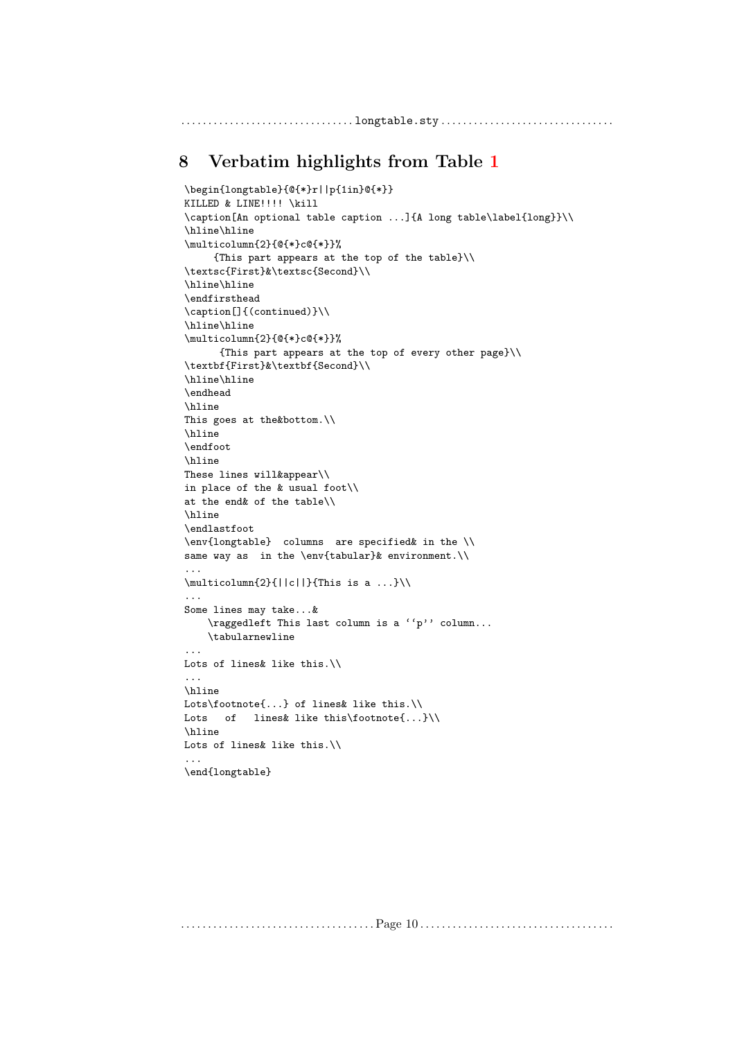## 8 Verbatim highlights from Table 1

```
\begin{longtable}{@{*}r||p{1in}@{*}}
KILLED & LINE!!!! \kill
\caption[An optional table caption ...]{A long table\label{long}}\\
\hline\hline
\multicolumn{2}{@{*}c@{*}}%
     {This part appears at the top of the table}\\
\textsc{First}&\textsc{Second}\\
\hline\hline
\endfirsthead
\caption[]{(continued)}\\
\hline\hline
\multicolumn{2}{@{*}c@{*}}%
      {This part appears at the top of every other page}\\
\textbf{First}&\textbf{Second}\\
\hline\hline
\endhead
\hline
This goes at the&bottom.\\
\hline
\endfoot
\hline
These lines will&appear\\
in place of the & usual foot\\
at the end& of the table\\
\hline
\endlastfoot
\env{longtable}  columns  are specified& in the \\
same way as  in the \env{tabular}& environment.\\
...
\multicolumn{2}{||c||}{This is a ...}\\
...
Some lines may take...&
    \raggedleft This last column is a ``p'' column...
    \tabularnewline
...
Lots of lines& like this.\\
...
\hline
Lots\footnote{...} of lines& like this.\\
Lots   of   lines& like this\footnote{...}\\
\hline
Lots of lines& like this.\\
...
\end{longtable}
```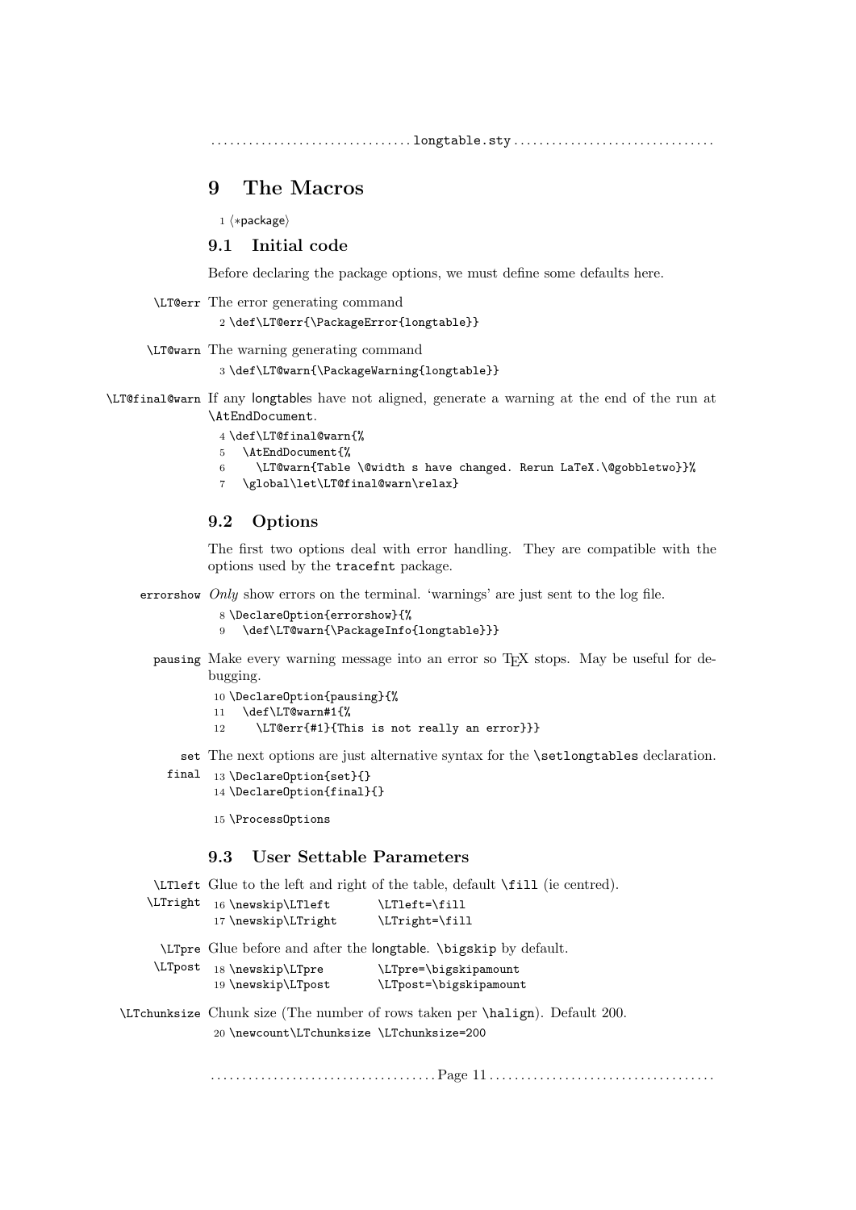# 9 The Macros

```
1 ⟨*package⟩
```

## 9.1 Initial code

Before declaring the package options, we must define some defaults here.

\LT@err The error generating command

```
2 \def\LT@err{\PackageError{longtable}}
```

\LT@warn The warning generating command

```
3 \def\LT@warn{\PackageWarning{longtable}}
```

\LT@final@warn If any longtables have not aligned, generate a warning at the end of the run at \AtEndDocument.

```
4 \def\LT@final@warn{%
5   \AtEndDocument{%
6     \LT@warn{Table \@width s have changed. Rerun LaTeX.\@gobbletwo}}%
7   \global\let\LT@final@warn\relax}
```

## 9.2 Options

The first two options deal with error handling. They are compatible with the options used by the tracefnt package.

errorshow *Only* show errors on the terminal. 'warnings' are just sent to the log file.

```
8 \DeclareOption{errorshow}{%
9   \def\LT@warn{\PackageInfo{longtable}}}
```

pausing Make every warning message into an error so TEX stops. May be useful for debugging.

```
10 \DeclareOption{pausing}{%
11   \def\LT@warn#1{%
12     \LT@err{#1}{This is not really an error}}}
```

set
final The next options are just alternative syntax for the \setlongtables declaration.

```
13 \DeclareOption{set}{}
14 \DeclareOption{final}{}
```

```
15 \ProcessOptions
```

## 9.3 User Settable Parameters

\LTleft
\LTright Glue to the left and right of the table, default \fill (ie centred).

```
16 \newskip\LTleft       \LTleft=\fill
17 \newskip\LTright      \LTright=\fill
```

\LTpre
\LTpost Glue before and after the longtable. \bigskip by default.

```
18 \newskip\LTpre        \LTpre=\bigskipamount
19 \newskip\LTpost       \LTpost=\bigskipamount
```

\LTchunksize Chunk size (The number of rows taken per \halign). Default 200.

```
20 \newcount\LTchunksize \LTchunksize=200
```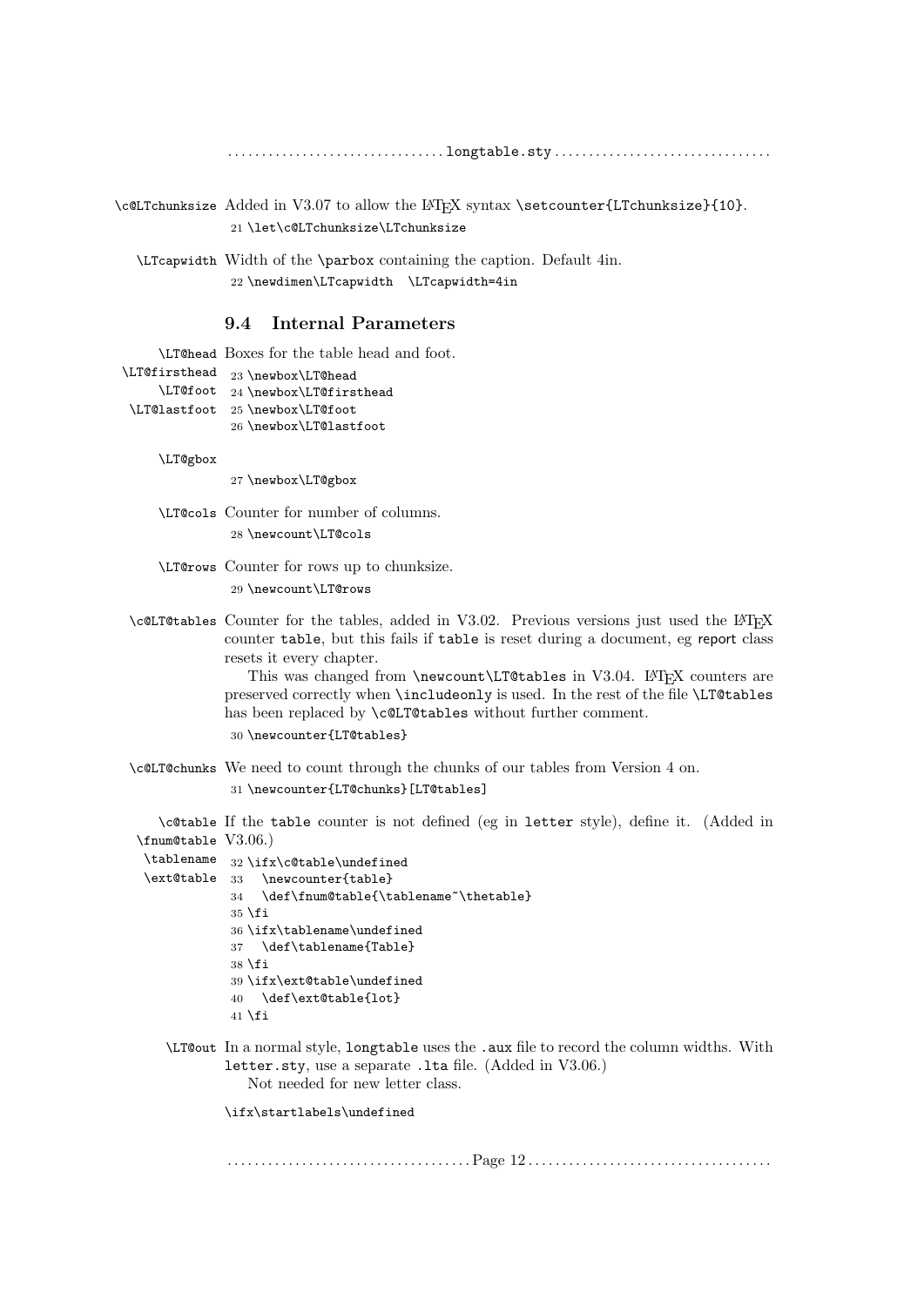\c@LTchunksize Added in V3.07 to allow the LaTeX syntax \setcounter{LTchunksize}{10}.

```
21 \let\c@LTchunksize\LTchunksize
```

\LTcapwidth Width of the \parbox containing the caption. Default 4in.

```
22 \newdimen\LTcapwidth  \LTcapwidth=4in
```

### 9.4 Internal Parameters

\LT@head \LT@firsthead \LT@foot \LT@lastfoot Boxes for the table head and foot.

```
23 \newbox\LT@head
24 \newbox\LT@firsthead
25 \newbox\LT@foot
26 \newbox\LT@lastfoot
```

\LT@gbox

```
27 \newbox\LT@gbox
```

\LT@cols Counter for number of columns.

```
28 \newcount\LT@cols
```

\LT@rows Counter for rows up to chunksize.

```
29 \newcount\LT@rows
```

\c@LT@tables Counter for the tables, added in V3.02. Previous versions just used the LaTeX counter table, but this fails if table is reset during a document, eg report class resets it every chapter.

This was changed from \newcount\LT@tables in V3.04. LaTeX counters are preserved correctly when \includeonly is used. In the rest of the file \LT@tables has been replaced by \c@LT@tables without further comment.

```
30 \newcounter{LT@tables}
```

\c@LT@chunks We need to count through the chunks of our tables from Version 4 on.

```
31 \newcounter{LT@chunks}[LT@tables]
```

\c@table \fnum@table \tablename \ext@table If the table counter is not defined (eg in letter style), define it. (Added in V3.06.)

```
32 \ifx\c@table\undefined
33   \newcounter{table}
34   \def\fnum@table{\tablename~\thetable}
35 \fi
36 \ifx\tablename\undefined
37   \def\tablename{Table}
38 \fi
39 \ifx\ext@table\undefined
40   \def\ext@table{lot}
41 \fi
```

\LT@out In a normal style, longtable uses the .aux file to record the column widths. With letter.sty, use a separate .lta file. (Added in V3.06.)

Not needed for new letter class.

```
\ifx\startlabels\undefined
```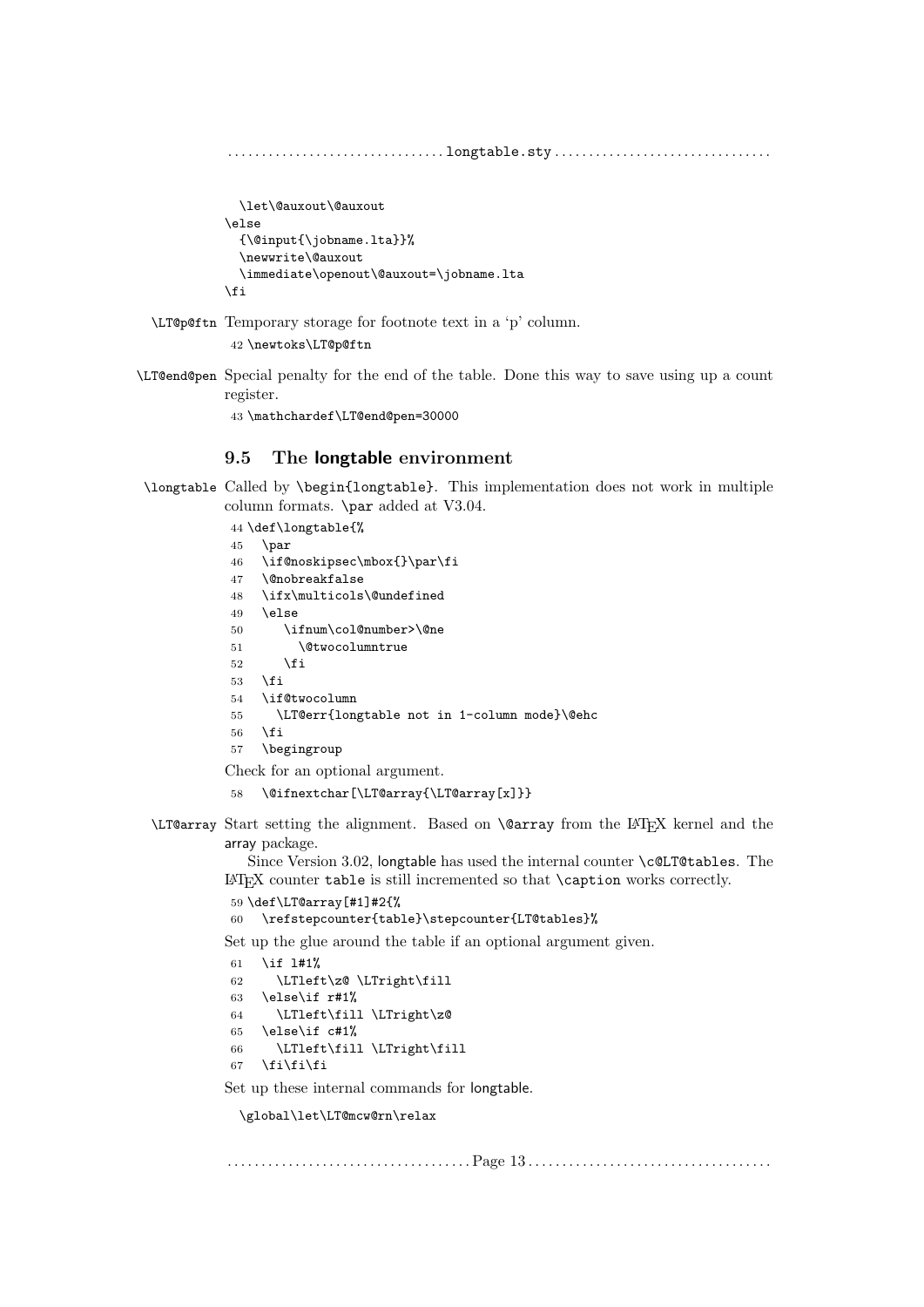```
  \let\@auxout\@auxout
\else
  {\@input{\jobname.lta}}%
  \newwrite\@auxout
  \immediate\openout\@auxout=\jobname.lta
\fi
```

\LT@p@ftn Temporary storage for footnote text in a 'p' column.

```
42 \newtoks\LT@p@ftn
```

\LT@end@pen Special penalty for the end of the table. Done this way to save using up a count register.

```
43 \mathchardef\LT@end@pen=30000
```

## 9.5 The longtable environment

\longtable Called by \begin{longtable}. This implementation does not work in multiple column formats. \par added at V3.04.

```
44 \def\longtable{%
45   \par
46   \if@noskipsec\mbox{}\par\fi
47   \@nobreakfalse
48   \ifx\multicols\@undefined
49   \else
50      \ifnum\col@number>\@ne
51        \@twocolumntrue
52      \fi
53   \fi
54   \if@twocolumn
55     \LT@err{longtable not in 1-column mode}\@ehc
56   \fi
57   \begingroup
```

Check for an optional argument.

```
58   \@ifnextchar[\LT@array{\LT@array[x]}}
```

\LT@array Start setting the alignment. Based on \@array from the LaTeX kernel and the array package.

Since Version 3.02, longtable has used the internal counter \c@LT@tables. The LaTeX counter table is still incremented so that \caption works correctly.

```
59 \def\LT@array[#1]#2{%
60   \refstepcounter{table}\stepcounter{LT@tables}%
```

Set up the glue around the table if an optional argument given.

```
61   \if l#1%
62     \LTleft\z@ \LTright\fill
63   \else\if r#1%
64     \LTleft\fill \LTright\z@
65   \else\if c#1%
66     \LTleft\fill \LTright\fill
67   \fi\fi\fi
```

Set up these internal commands for longtable.

```
  \global\let\LT@mcw@rn\relax
```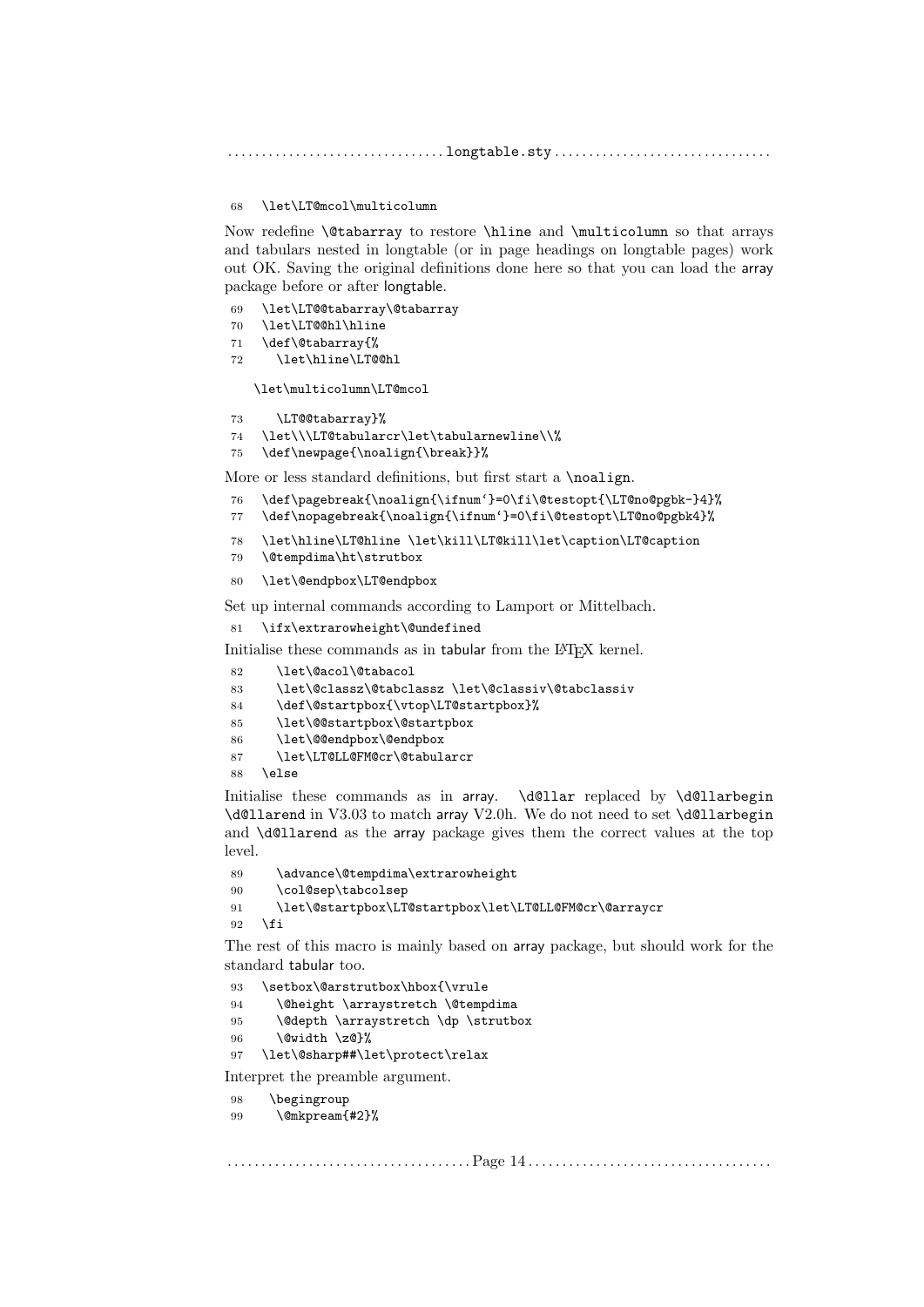```
68 \let\LT@mcol\multicolumn
```

Now redefine `\@tabarray` to restore `\hline` and `\multicolumn` so that arrays and tabulars nested in longtable (or in page headings on longtable pages) work out OK. Saving the original definitions done here so that you can load the array package before or after longtable.

```
69 \let\LT@@tabarray\@tabarray
70 \let\LT@@hl\hline
71 \def\@tabarray{%
72   \let\hline\LT@@hl
```

```
  \let\multicolumn\LT@mcol
```

```
73   \LT@@tabarray}%
74 \let\\\LT@tabularcr\let\tabularnewline\\%
75 \def\newpage{\noalign{\break}}%
```

More or less standard definitions, but first start a `\noalign`.

```
76 \def\pagebreak{\noalign{\ifnum`}=0\fi\@testopt{\LT@no@pgbk-}4}%
77 \def\nopagebreak{\noalign{\ifnum`}=0\fi\@testopt\LT@no@pgbk4}%
```

```
78 \let\hline\LT@hline \let\kill\LT@kill\let\caption\LT@caption
79 \@tempdima\ht\strutbox
```

```
80 \let\@endpbox\LT@endpbox
```

Set up internal commands according to Lamport or Mittelbach.

```
81 \ifx\extrarowheight\@undefined
```

Initialise these commands as in tabular from the LaTeX kernel.

```
82   \let\@acol\@tabacol
83   \let\@classz\@tabclassz \let\@classiv\@tabclassiv
84   \def\@startpbox{\vtop\LT@startpbox}%
85   \let\@@startpbox\@startpbox
86   \let\@@endpbox\@endpbox
87   \let\LT@LL@FM@cr\@tabularcr
88 \else
```

Initialise these commands as in array. `\d@llar` replaced by `\d@llarbegin` `\d@llarend` in V3.03 to match array V2.0h. We do not need to set `\d@llarbegin` and `\d@llarend` as the array package gives them the correct values at the top level.

```
89   \advance\@tempdima\extrarowheight
90   \col@sep\tabcolsep
91   \let\@startpbox\LT@startpbox\let\LT@LL@FM@cr\@arraycr
92 \fi
```

The rest of this macro is mainly based on array package, but should work for the standard tabular too.

```
93 \setbox\@arstrutbox\hbox{\vrule
94   \@height \arraystretch \@tempdima
95   \@depth \arraystretch \dp \strutbox
96   \@width \z@}%
97 \let\@sharp##\let\protect\relax
```

Interpret the preamble argument.

```
98 \begingroup
99   \@mkpream{#2}%
```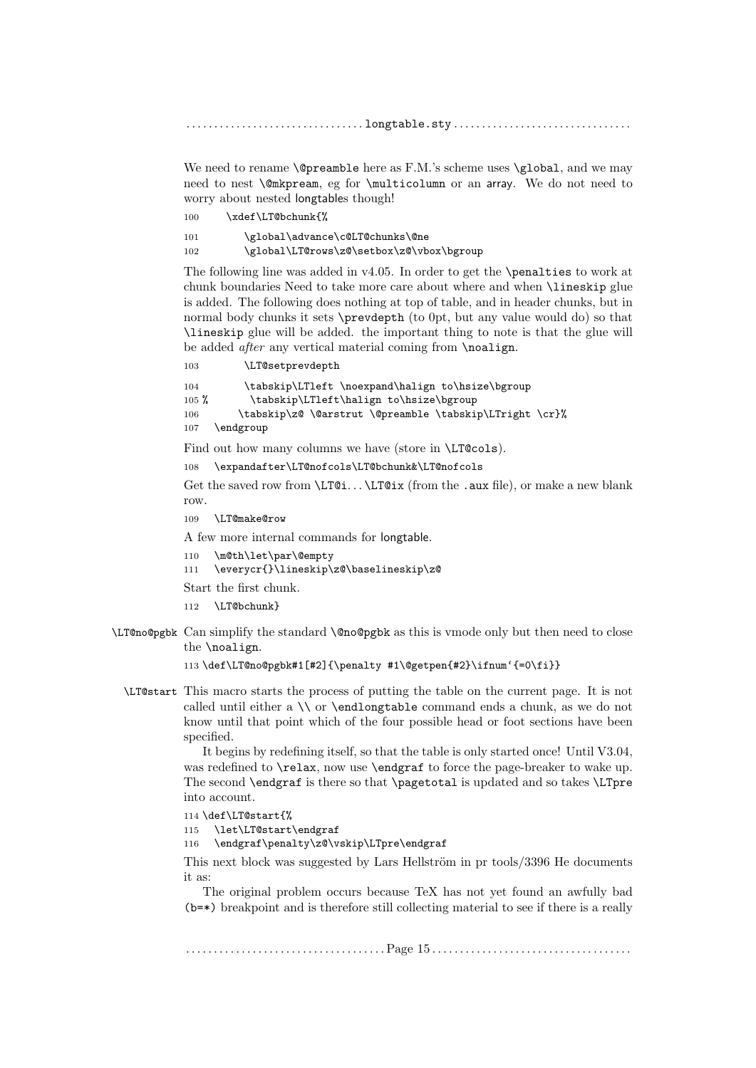We need to rename `\@preamble` here as F.M.'s scheme uses `\global`, and we may need to nest `\@mkpream`, eg for `\multicolumn` or an array. We do not need to worry about nested longtables though!

```
100     \xdef\LT@bchunk{%
101        \global\advance\c@LT@chunks\@ne
102        \global\LT@rows\z@\setbox\z@\vbox\bgroup
```

The following line was added in v4.05. In order to get the `\penalties` to work at chunk boundaries Need to take more care about where and when `\lineskip` glue is added. The following does nothing at top of table, and in header chunks, but in normal body chunks it sets `\prevdepth` (to 0pt, but any value would do) so that `\lineskip` glue will be added. the important thing to note is that the glue will be added *after* any vertical material coming from `\noalign`.

```
103        \LT@setprevdepth
104        \tabskip\LTleft \noexpand\halign to\hsize\bgroup
105 %       \tabskip\LTleft\halign to\hsize\bgroup
106       \tabskip\z@ \@arstrut \@preamble \tabskip\LTright \cr}%
107   \endgroup
```

Find out how many columns we have (store in `\LT@cols`).

```
108   \expandafter\LT@nofcols\LT@bchunk&\LT@nofcols
```

Get the saved row from `\LT@i`... `\LT@ix` (from the `.aux` file), or make a new blank row.

```
109   \LT@make@row
```

A few more internal commands for longtable.

```
110   \m@th\let\par\@empty
111   \everycr{}\lineskip\z@\baselineskip\z@
```

Start the first chunk.

```
112   \LT@bchunk}
```

`\LT@no@pgbk` Can simplify the standard `\@no@pgbk` as this is vmode only but then need to close the `\noalign`.

```
113 \def\LT@no@pgbk#1[#2]{\penalty #1\@getpen{#2}\ifnum`{=0\fi}}
```

`\LT@start` This macro starts the process of putting the table on the current page. It is not called until either a `\\` or `\endlongtable` command ends a chunk, as we do not know until that point which of the four possible head or foot sections have been specified.

It begins by redefining itself, so that the table is only started once! Until V3.04, was redefined to `\relax`, now use `\endgraf` to force the page-breaker to wake up. The second `\endgraf` is there so that `\pagetotal` is updated and so takes `\LTpre` into account.

```
114 \def\LT@start{%
115   \let\LT@start\endgraf
116   \endgraf\penalty\z@\vskip\LTpre\endgraf
```

This next block was suggested by Lars Hellström in pr tools/3396 He documents it as:

The original problem occurs because TeX has not yet found an awfully bad (`b=*`) breakpoint and is therefore still collecting material to see if there is a really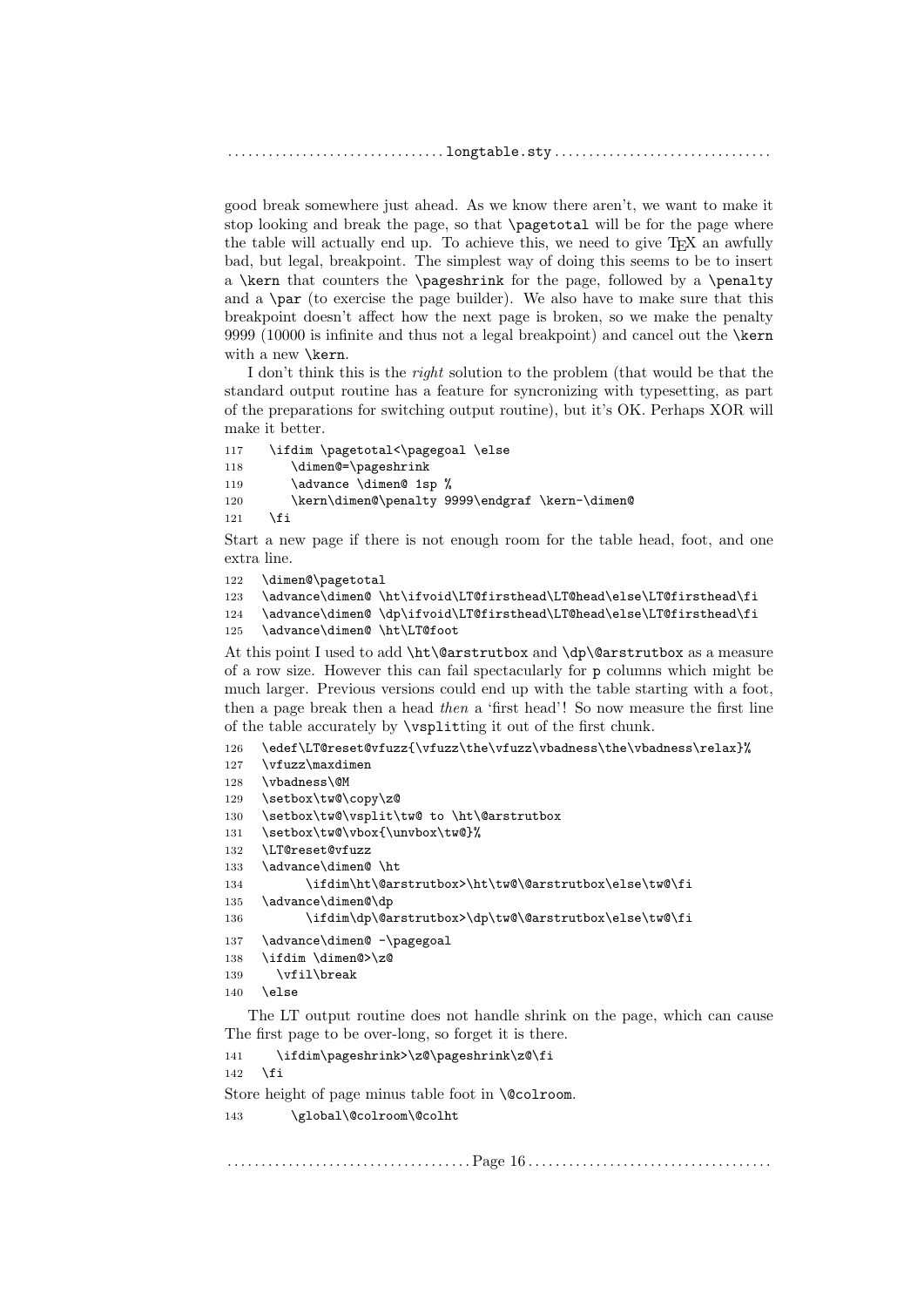good break somewhere just ahead. As we know there aren't, we want to make it stop looking and break the page, so that `\pagetotal` will be for the page where the table will actually end up. To achieve this, we need to give TEX an awfully bad, but legal, breakpoint. The simplest way of doing this seems to be to insert a `\kern` that counters the `\pageshrink` for the page, followed by a `\penalty` and a `\par` (to exercise the page builder). We also have to make sure that this breakpoint doesn't affect how the next page is broken, so we make the penalty 9999 (10000 is infinite and thus not a legal breakpoint) and cancel out the `\kern` with a new `\kern`.

I don't think this is the *right* solution to the problem (that would be that the standard output routine has a feature for syncronizing with typesetting, as part of the preparations for switching output routine), but it's OK. Perhaps XOR will make it better.

```
117   \ifdim \pagetotal<\pagegoal \else
118      \dimen@=\pageshrink
119      \advance \dimen@ 1sp %
120      \kern\dimen@\penalty 9999\endgraf \kern-\dimen@
121   \fi
```

Start a new page if there is not enough room for the table head, foot, and one extra line.

```
122   \dimen@\pagetotal
123   \advance\dimen@ \ht\ifvoid\LT@firsthead\LT@head\else\LT@firsthead\fi
124   \advance\dimen@ \dp\ifvoid\LT@firsthead\LT@head\else\LT@firsthead\fi
125   \advance\dimen@ \ht\LT@foot
```

At this point I used to add `\ht\@arstrutbox` and `\dp\@arstrutbox` as a measure of a row size. However this can fail spectacularly for `p` columns which might be much larger. Previous versions could end up with the table starting with a foot, then a page break then a head *then* a 'first head'! So now measure the first line of the table accurately by `\vsplit`ting it out of the first chunk.

```
126   \edef\LT@reset@vfuzz{\vfuzz\the\vfuzz\vbadness\the\vbadness\relax}%
127   \vfuzz\maxdimen
128   \vbadness\@M
129   \setbox\tw@\copy\z@
130   \setbox\tw@\vsplit\tw@ to \ht\@arstrutbox
131   \setbox\tw@\vbox{\unvbox\tw@}%
132   \LT@reset@vfuzz
133   \advance\dimen@ \ht
134         \ifdim\ht\@arstrutbox>\ht\tw@\@arstrutbox\else\tw@\fi
135   \advance\dimen@\dp
136         \ifdim\dp\@arstrutbox>\dp\tw@\@arstrutbox\else\tw@\fi
137   \advance\dimen@ -\pagegoal
138   \ifdim \dimen@>\z@
139     \vfil\break
140   \else
```

The LT output routine does not handle shrink on the page, which can cause The first page to be over-long, so forget it is there.

```
141      \ifdim\pageshrink>\z@\pageshrink\z@\fi
142   \fi
```

Store height of page minus table foot in `\@colroom`.

```
143        \global\@colroom\@colht
```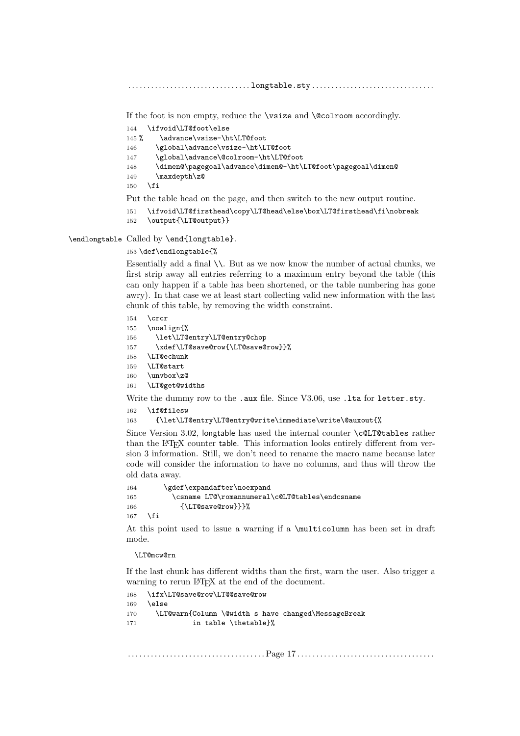If the foot is non empty, reduce the \vsize and \@colroom accordingly.

```
144   \ifvoid\LT@foot\else
145 %    \advance\vsize-\ht\LT@foot
146     \global\advance\vsize-\ht\LT@foot
147     \global\advance\@colroom-\ht\LT@foot
148     \dimen@\pagegoal\advance\dimen@-\ht\LT@foot\pagegoal\dimen@
149     \maxdepth\z@
150   \fi
```

Put the table head on the page, and then switch to the new output routine.

```
151   \ifvoid\LT@firsthead\copy\LT@head\else\box\LT@firsthead\fi\nobreak
152   \output{\LT@output}}
```

\endlongtable Called by \end{longtable}.

```
153 \def\endlongtable{%
```

Essentially add a final \\. But as we now know the number of actual chunks, we first strip away all entries referring to a maximum entry beyond the table (this can only happen if a table has been shortened, or the table numbering has gone awry). In that case we at least start collecting valid new information with the last chunk of this table, by removing the width constraint.

```
154   \crcr
155   \noalign{%
156     \let\LT@entry\LT@entry@chop
157     \xdef\LT@save@row{\LT@save@row}}%
158   \LT@echunk
159   \LT@start
160   \unvbox\z@
161   \LT@get@widths
```

Write the dummy row to the .aux file. Since V3.06, use .lta for letter.sty.

```
162   \if@filesw
163     {\let\LT@entry\LT@entry@write\immediate\write\@auxout{%
```

Since Version 3.02, longtable has used the internal counter \c@LT@tables rather than the LaTeX counter table. This information looks entirely different from version 3 information. Still, we don't need to rename the macro name because later code will consider the information to have no columns, and thus will throw the old data away.

```
164       \gdef\expandafter\noexpand
165         \csname LT@\romannumeral\c@LT@tables\endcsname
166           {\LT@save@row}}}%
167   \fi
```

At this point used to issue a warning if a \multicolumn has been set in draft mode.

```
\LT@mcw@rn
```

If the last chunk has different widths than the first, warn the user. Also trigger a warning to rerun LaTeX at the end of the document.

```
168   \ifx\LT@save@row\LT@@save@row
169   \else
170     \LT@warn{Column \@width s have changed\MessageBreak
171              in table \thetable}%
```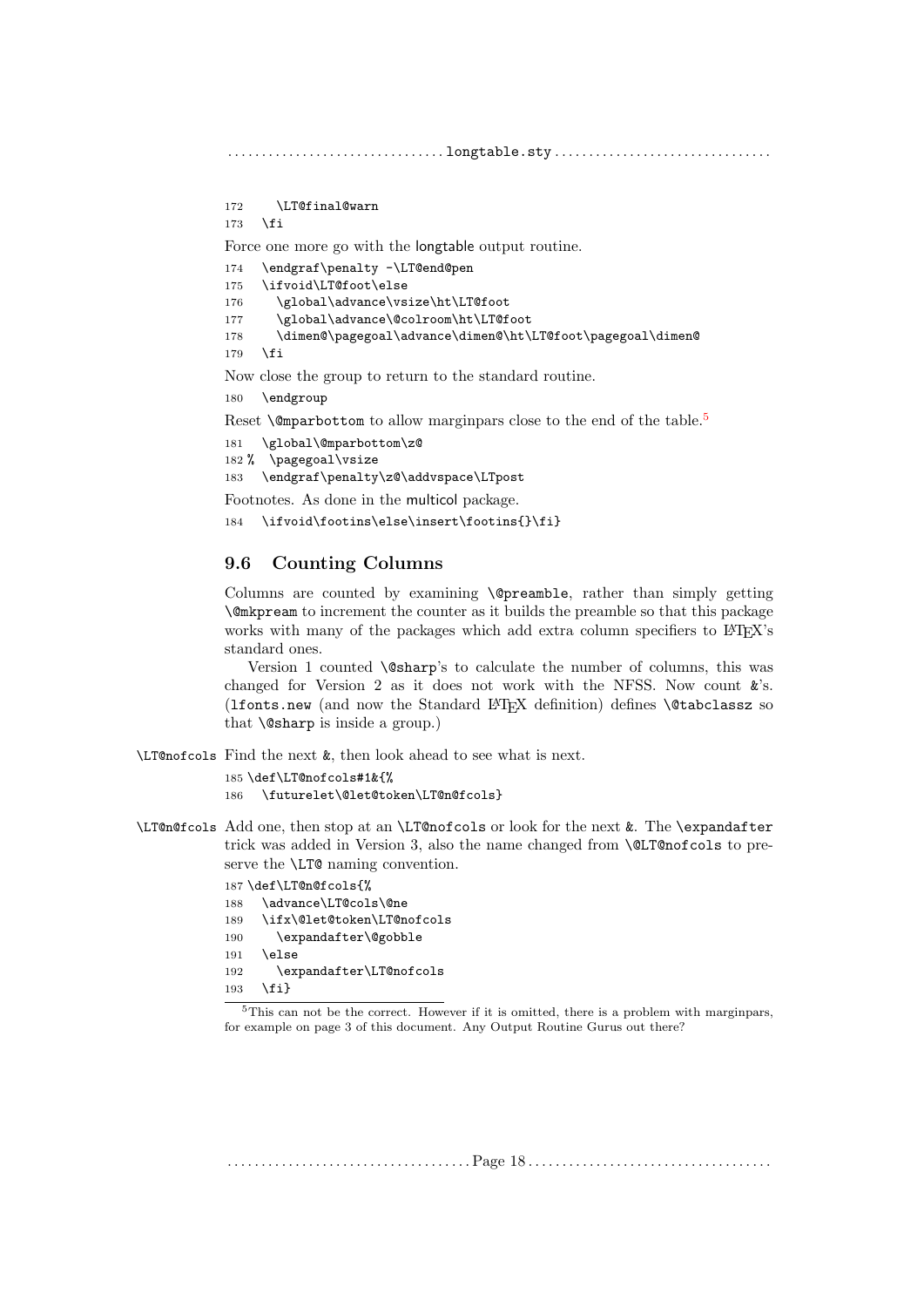```
172     \LT@final@warn
173   \fi
```

Force one more go with the longtable output routine.

```
174   \endgraf\penalty -\LT@end@pen
175   \ifvoid\LT@foot\else
176     \global\advance\vsize\ht\LT@foot
177     \global\advance\@colroom\ht\LT@foot
178     \dimen@\pagegoal\advance\dimen@\ht\LT@foot\pagegoal\dimen@
179   \fi
```

Now close the group to return to the standard routine.

```
180   \endgroup
```

Reset `\@mparbottom` to allow marginpars close to the end of the table.[5]

```
181   \global\@mparbottom\z@
182 %  \pagegoal\vsize
183   \endgraf\penalty\z@\addvspace\LTpost
```

Footnotes. As done in the multicol package.

```
184   \ifvoid\footins\else\insert\footins{}\fi}
```

## 9.6 Counting Columns

Columns are counted by examining `\@preamble`, rather than simply getting `\@mkpream` to increment the counter as it builds the preamble so that this package works with many of the packages which add extra column specifiers to LaTeX's standard ones.

Version 1 counted `\@sharp`'s to calculate the number of columns, this was changed for Version 2 as it does not work with the NFSS. Now count &'s. (`lfonts.new` (and now the Standard LaTeX definition) defines `\@tabclassz` so that `\@sharp` is inside a group.)

`\LT@nofcols` Find the next &, then look ahead to see what is next.

```
185 \def\LT@nofcols#1&{%
186   \futurelet\@let@token\LT@n@fcols}
```

`\LT@n@fcols` Add one, then stop at an `\LT@nofcols` or look for the next &. The `\expandafter` trick was added in Version 3, also the name changed from `\@LT@nofcols` to preserve the `\LT@` naming convention.

```
187 \def\LT@n@fcols{%
188   \advance\LT@cols\@ne
189   \ifx\@let@token\LT@nofcols
190     \expandafter\@gobble
191   \else
192     \expandafter\LT@nofcols
193   \fi}
```

[5] This can not be the correct. However if it is omitted, there is a problem with marginpars, for example on page 3 of this document. Any Output Routine Gurus out there?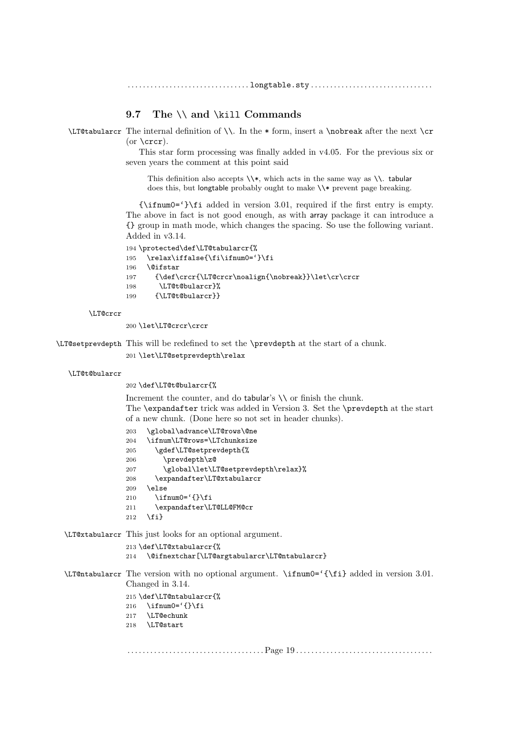## 9.7 The `\\` and `\kill` Commands

`\LT@tabularcr` The internal definition of `\\`. In the `*` form, insert a `\nobreak` after the next `\cr` (or `\crcr`).

This star form processing was finally added in v4.05. For the previous six or seven years the comment at this point said

> This definition also accepts `\\*`, which acts in the same way as `\\`. tabular does this, but longtable probably ought to make `\\*` prevent page breaking.

``{\ifnum0=`}\fi`` added in version 3.01, required if the first entry is empty. The above in fact is not good enough, as with array package it can introduce a `{}` group in math mode, which changes the spacing. So use the following variant. Added in v3.14.

```
194 \protected\def\LT@tabularcr{%
195   \relax\iffalse{\fi\ifnum0=`}\fi
196   \@ifstar
197     {\def\crcr{\LT@crcr\noalign{\nobreak}}\let\cr\crcr
198      \LT@t@bularcr}%
199     {\LT@t@bularcr}}
```

`\LT@crcr`

```
200 \let\LT@crcr\crcr
```

`\LT@setprevdepth` This will be redefined to set the `\prevdepth` at the start of a chunk.

```
201 \let\LT@setprevdepth\relax
```

`\LT@t@bularcr`

```
202 \def\LT@t@bularcr{%
```

Increment the counter, and do tabular's `\\` or finish the chunk.
The `\expandafter` trick was added in Version 3. Set the `\prevdepth` at the start of a new chunk. (Done here so not set in header chunks).

```
203   \global\advance\LT@rows\@ne
204   \ifnum\LT@rows=\LTchunksize
205     \gdef\LT@setprevdepth{%
206       \prevdepth\z@
207       \global\let\LT@setprevdepth\relax}%
208     \expandafter\LT@xtabularcr
209   \else
210     \ifnum0=`{}\fi
211     \expandafter\LT@LL@FM@cr
212   \fi}
```

`\LT@xtabularcr` This just looks for an optional argument.

```
213 \def\LT@xtabularcr{%
214   \@ifnextchar[\LT@argtabularcr\LT@ntabularcr}
```

`\LT@ntabularcr` The version with no optional argument. ``\ifnum0=`{\fi}`` added in version 3.01. Changed in 3.14.

```
215 \def\LT@ntabularcr{%
216   \ifnum0=`{}\fi
217   \LT@echunk
218   \LT@start
```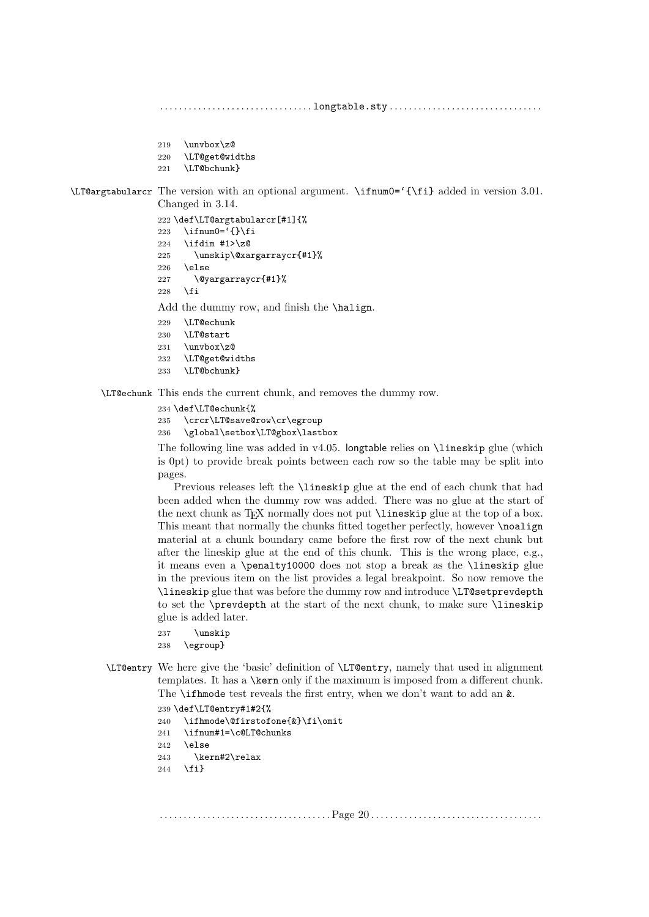```
219   \unvbox\z@
220   \LT@get@widths
221   \LT@bchunk}
```

**\LT@argtabularcr** The version with an optional argument. `\ifnum0=`{\fi}` added in version 3.01. Changed in 3.14.

```
222 \def\LT@argtabularcr[#1]{%
223   \ifnum0=`{}\fi
224   \ifdim #1>\z@
225     \unskip\@xargarraycr{#1}%
226   \else
227     \@yargarraycr{#1}%
228   \fi
```

Add the dummy row, and finish the `\halign`.

```
229   \LT@echunk
230   \LT@start
231   \unvbox\z@
232   \LT@get@widths
233   \LT@bchunk}
```

**\LT@echunk** This ends the current chunk, and removes the dummy row.

```
234 \def\LT@echunk{%
235   \crcr\LT@save@row\cr\egroup
236   \global\setbox\LT@gbox\lastbox
```

The following line was added in v4.05. longtable relies on `\lineskip` glue (which is 0pt) to provide break points between each row so the table may be split into pages.

Previous releases left the `\lineskip` glue at the end of each chunk that had been added when the dummy row was added. There was no glue at the start of the next chunk as TeX normally does not put `\lineskip` glue at the top of a box. This meant that normally the chunks fitted together perfectly, however `\noalign` material at a chunk boundary came before the first row of the next chunk but after the lineskip glue at the end of this chunk. This is the wrong place, e.g., it means even a `\penalty10000` does not stop a break as the `\lineskip` glue in the previous item on the list provides a legal breakpoint. So now remove the `\lineskip` glue that was before the dummy row and introduce `\LT@setprevdepth` to set the `\prevdepth` at the start of the next chunk, to make sure `\lineskip` glue is added later.

```
237     \unskip
238   \egroup}
```

**\LT@entry** We here give the 'basic' definition of `\LT@entry`, namely that used in alignment templates. It has a `\kern` only if the maximum is imposed from a different chunk. The `\ifhmode` test reveals the first entry, when we don't want to add an `&`.

```
239 \def\LT@entry#1#2{%
240   \ifhmode\@firstofone{&}\fi\omit
241   \ifnum#1=\c@LT@chunks
242   \else
243     \kern#2\relax
244   \fi}
```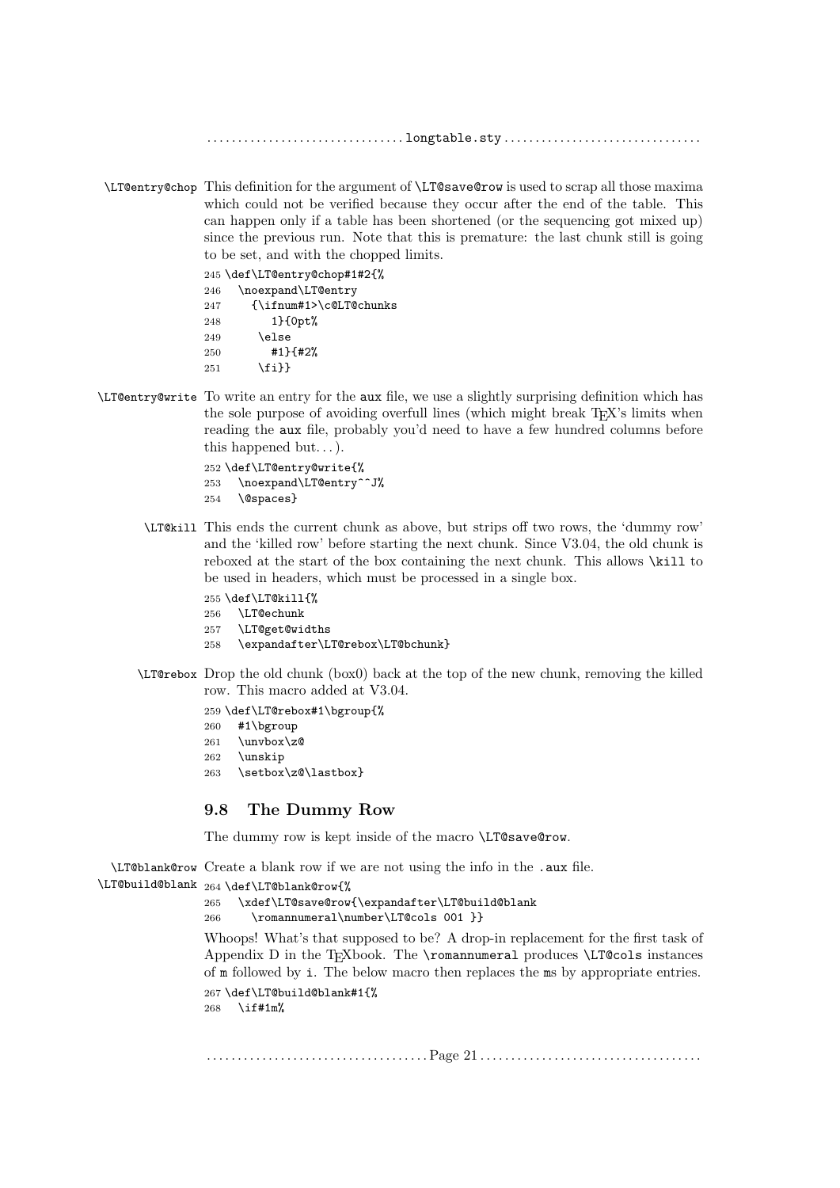**\LT@entry@chop** This definition for the argument of `\LT@save@row` is used to scrap all those maxima which could not be verified because they occur after the end of the table. This can happen only if a table has been shortened (or the sequencing got mixed up) since the previous run. Note that this is premature: the last chunk still is going to be set, and with the chopped limits.

```
245 \def\LT@entry@chop#1#2{%
246   \noexpand\LT@entry
247     {\ifnum#1>\c@LT@chunks
248        1}{0pt%
249      \else
250        #1}{#2%
251      \fi}}
```

**\LT@entry@write** To write an entry for the aux file, we use a slightly surprising definition which has the sole purpose of avoiding overfull lines (which might break TEX's limits when reading the aux file, probably you'd need to have a few hundred columns before this happened but. . . ).

```
252 \def\LT@entry@write{%
253   \noexpand\LT@entry^^J%
254   \@spaces}
```

**\LT@kill** This ends the current chunk as above, but strips off two rows, the 'dummy row' and the 'killed row' before starting the next chunk. Since V3.04, the old chunk is reboxed at the start of the box containing the next chunk. This allows `\kill` to be used in headers, which must be processed in a single box.

```
255 \def\LT@kill{%
256   \LT@echunk
257   \LT@get@widths
258   \expandafter\LT@rebox\LT@bchunk}
```

**\LT@rebox** Drop the old chunk (box0) back at the top of the new chunk, removing the killed row. This macro added at V3.04.

```
259 \def\LT@rebox#1\bgroup{%
260   #1\bgroup
261   \unvbox\z@
262   \unskip
263   \setbox\z@\lastbox}
```

## 9.8 The Dummy Row

The dummy row is kept inside of the macro `\LT@save@row`.

**\LT@blank@row** **\LT@build@blank** Create a blank row if we are not using the info in the `.aux` file.

```
264 \def\LT@blank@row{%
265   \xdef\LT@save@row{\expandafter\LT@build@blank
266     \romannumeral\number\LT@cols 001 }}
```

Whoops! What's that supposed to be? A drop-in replacement for the first task of Appendix D in the TEXbook. The `\romannumeral` produces `\LT@cols` instances of `m` followed by `i`. The below macro then replaces the `m`s by appropriate entries.

```
267 \def\LT@build@blank#1{%
268   \if#1m%
```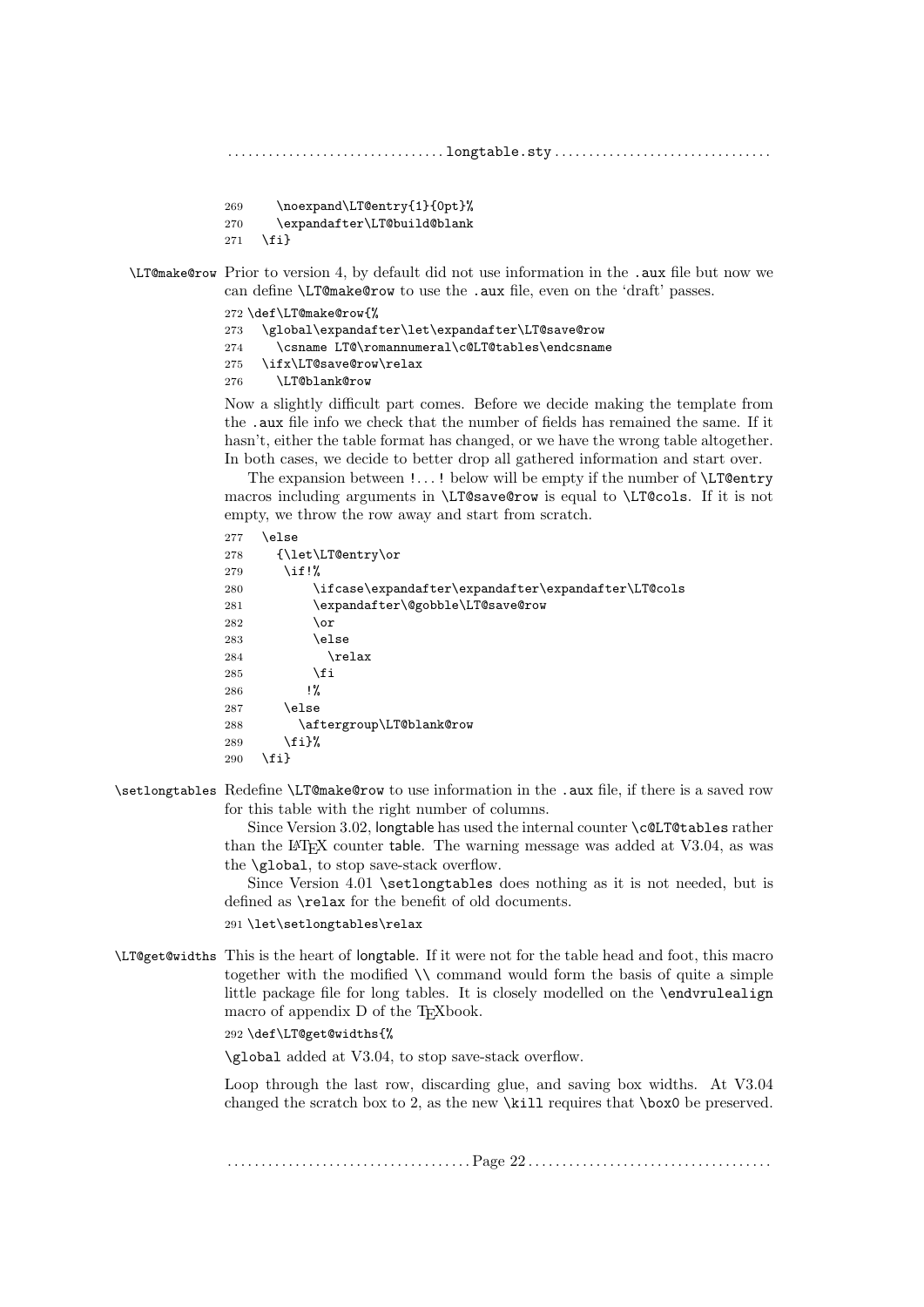```
269     \noexpand\LT@entry{1}{0pt}%
270     \expandafter\LT@build@blank
271   \fi}
```

\LT@make@row Prior to version 4, by default did not use information in the .aux file but now we can define \LT@make@row to use the .aux file, even on the 'draft' passes.

```
272 \def\LT@make@row{%
273   \global\expandafter\let\expandafter\LT@save@row
274     \csname LT@\romannumeral\c@LT@tables\endcsname
275   \ifx\LT@save@row\relax
276     \LT@blank@row
```

Now a slightly difficult part comes. Before we decide making the template from the .aux file info we check that the number of fields has remained the same. If it hasn't, either the table format has changed, or we have the wrong table altogether. In both cases, we decide to better drop all gathered information and start over.

The expansion between !...! below will be empty if the number of \LT@entry macros including arguments in \LT@save@row is equal to \LT@cols. If it is not empty, we throw the row away and start from scratch.

```
277   \else
278     {\let\LT@entry\or
279      \if!%
280          \ifcase\expandafter\expandafter\expandafter\LT@cols
281          \expandafter\@gobble\LT@save@row
282          \or
283          \else
284            \relax
285          \fi
286         !%
287      \else
288        \aftergroup\LT@blank@row
289      \fi}%
290   \fi}
```

\setlongtables Redefine \LT@make@row to use information in the .aux file, if there is a saved row for this table with the right number of columns.

Since Version 3.02, longtable has used the internal counter \c@LT@tables rather than the LaTeX counter table. The warning message was added at V3.04, as was the \global, to stop save-stack overflow.

Since Version 4.01 \setlongtables does nothing as it is not needed, but is defined as \relax for the benefit of old documents.

```
291 \let\setlongtables\relax
```

\LT@get@widths This is the heart of longtable. If it were not for the table head and foot, this macro together with the modified \\ command would form the basis of quite a simple little package file for long tables. It is closely modelled on the \endvrulealign macro of appendix D of the TeXbook.

```
292 \def\LT@get@widths{%
```

\global added at V3.04, to stop save-stack overflow.

Loop through the last row, discarding glue, and saving box widths. At V3.04 changed the scratch box to 2, as the new \kill requires that \box0 be preserved.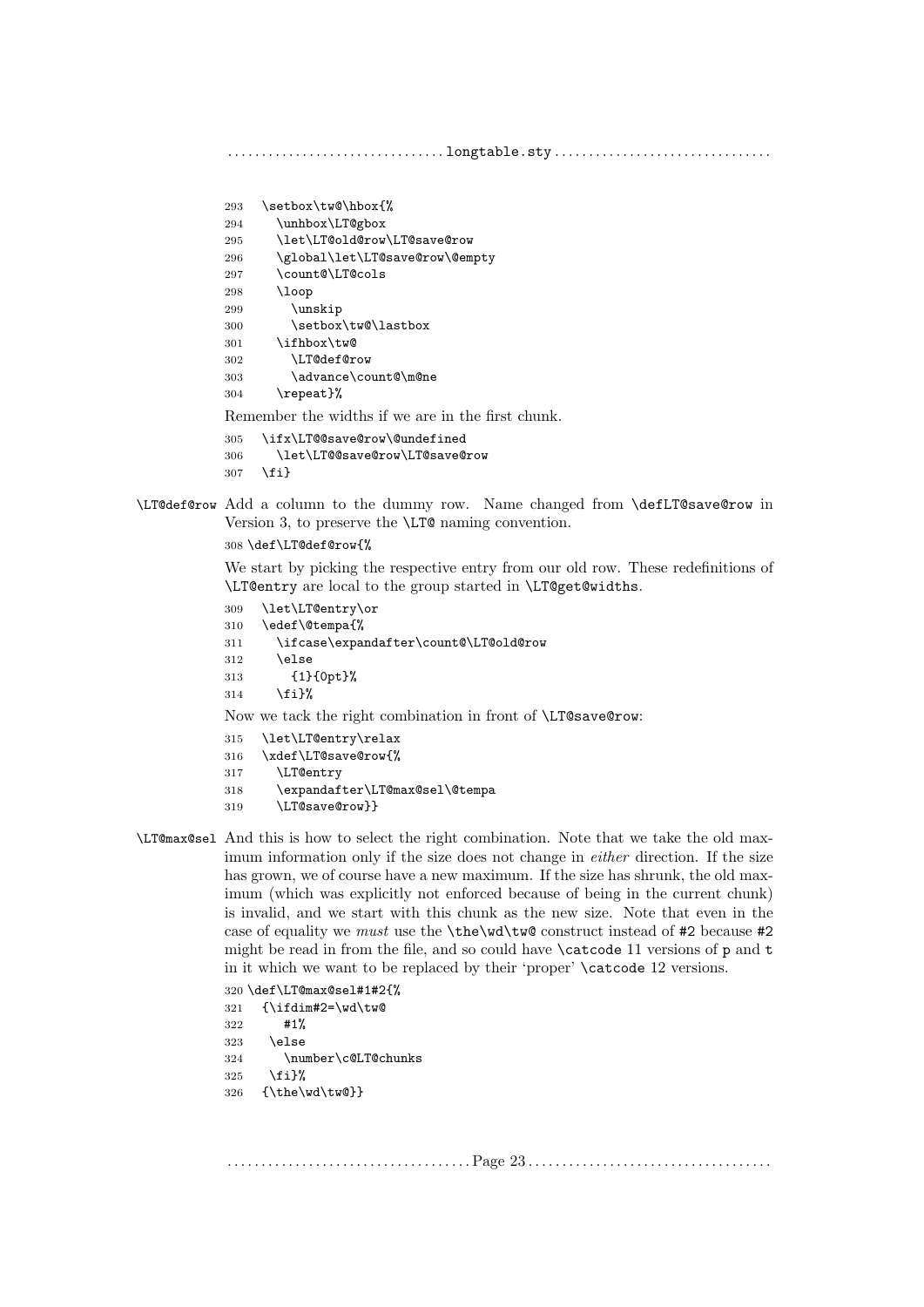```
293   \setbox\tw@\hbox{%
294     \unhbox\LT@gbox
295     \let\LT@old@row\LT@save@row
296     \global\let\LT@save@row\@empty
297     \count@\LT@cols
298     \loop
299       \unskip
300       \setbox\tw@\lastbox
301     \ifhbox\tw@
302       \LT@def@row
303       \advance\count@\m@ne
304     \repeat}%
```

Remember the widths if we are in the first chunk.

```
305   \ifx\LT@@save@row\@undefined
306     \let\LT@@save@row\LT@save@row
307   \fi}
```

`\LT@def@row` Add a column to the dummy row. Name changed from `\defLT@save@row` in Version 3, to preserve the `\LT@` naming convention.

```
308 \def\LT@def@row{%
```

We start by picking the respective entry from our old row. These redefinitions of `\LT@entry` are local to the group started in `\LT@get@widths`.

```
309   \let\LT@entry\or
310   \edef\@tempa{%
311     \ifcase\expandafter\count@\LT@old@row
312     \else
313       {1}{0pt}%
314     \fi}%
```

Now we tack the right combination in front of `\LT@save@row`:

```
315   \let\LT@entry\relax
316   \xdef\LT@save@row{%
317     \LT@entry
318     \expandafter\LT@max@sel\@tempa
319     \LT@save@row}}
```

`\LT@max@sel` And this is how to select the right combination. Note that we take the old maximum information only if the size does not change in *either* direction. If the size has grown, we of course have a new maximum. If the size has shrunk, the old maximum (which was explicitly not enforced because of being in the current chunk) is invalid, and we start with this chunk as the new size. Note that even in the case of equality we *must* use the `\the\wd\tw@` construct instead of `#2` because `#2` might be read in from the file, and so could have `\catcode` 11 versions of `p` and `t` in it which we want to be replaced by their 'proper' `\catcode` 12 versions.

```
320 \def\LT@max@sel#1#2{%
321   {\ifdim#2=\wd\tw@
322      #1%
323    \else
324      \number\c@LT@chunks
325    \fi}%
326   {\the\wd\tw@}}
```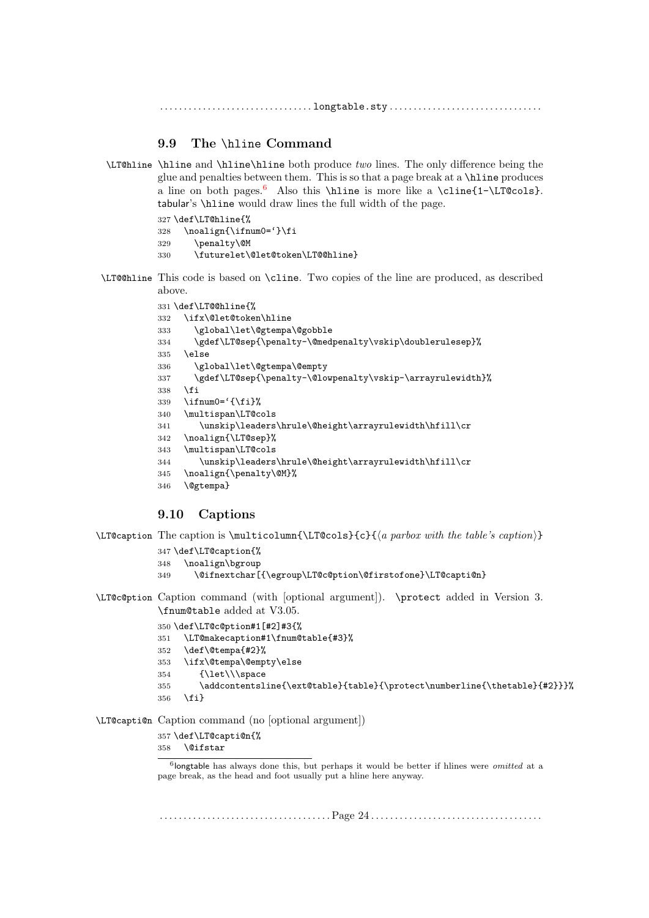## 9.9 The \hline Command

**\LT@hline** \hline and \hline\hline both produce *two* lines. The only difference being the glue and penalties between them. This is so that a page break at a \hline produces a line on both pages.[6] Also this \hline is more like a \cline{1-\LT@cols}. tabular's \hline would draw lines the full width of the page.

```
327 \def\LT@hline{%
328   \noalign{\ifnum0=`}\fi
329     \penalty\@M
330     \futurelet\@let@token\LT@@hline}
```

**\LT@@hline** This code is based on \cline. Two copies of the line are produced, as described above.

```
331 \def\LT@@hline{%
332   \ifx\@let@token\hline
333     \global\let\@gtempa\@gobble
334     \gdef\LT@sep{\penalty-\@medpenalty\vskip\doublerulesep}%
335   \else
336     \global\let\@gtempa\@empty
337     \gdef\LT@sep{\penalty-\@lowpenalty\vskip-\arrayrulewidth}%
338   \fi
339   \ifnum0=`{\fi}%
340   \multispan\LT@cols
341      \unskip\leaders\hrule\@height\arrayrulewidth\hfill\cr
342   \noalign{\LT@sep}%
343   \multispan\LT@cols
344      \unskip\leaders\hrule\@height\arrayrulewidth\hfill\cr
345   \noalign{\penalty\@M}%
346   \@gtempa}
```

## 9.10 Captions

**\LT@caption** The caption is \multicolumn{\LT@cols}{c}{⟨*a parbox with the table's caption*⟩}

```
347 \def\LT@caption{%
348   \noalign\bgroup
349     \@ifnextchar[{\egroup\LT@c@ption\@firstofone}\LT@capti@n}
```

**\LT@c@ption** Caption command (with [optional argument]). \protect added in Version 3. \fnum@table added at V3.05.

```
350 \def\LT@c@ption#1[#2]#3{%
351   \LT@makecaption#1\fnum@table{#3}%
352   \def\@tempa{#2}%
353   \ifx\@tempa\@empty\else
354      {\let\\\space
355      \addcontentsline{\ext@table}{table}{\protect\numberline{\thetable}{#2}}}%
356   \fi}
```

**\LT@capti@n** Caption command (no [optional argument])

```
357 \def\LT@capti@n{%
358   \@ifstar
```

[6] longtable has always done this, but perhaps it would be better if hlines were *omitted* at a page break, as the head and foot usually put a hline here anyway.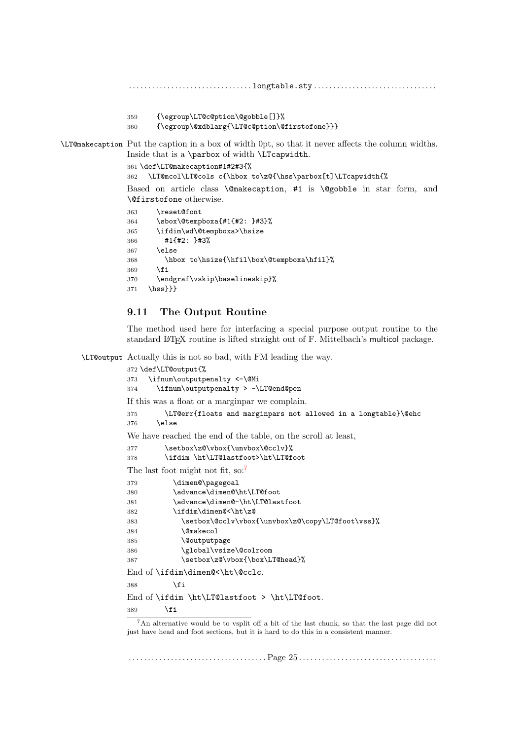```
359     {\egroup\LT@c@ption\@gobble[]}%
360     {\egroup\@xdblarg{\LT@c@ption\@firstofone}}}
```

\LT@makecaption Put the caption in a box of width 0pt, so that it never affects the column widths. Inside that is a \parbox of width \LTcapwidth.

```
361 \def\LT@makecaption#1#2#3{%
362   \LT@mcol\LT@cols c{\hbox to\z@{\hss\parbox[t]\LTcapwidth{%
```

Based on article class \@makecaption, #1 is \@gobble in star form, and \@firstofone otherwise.

```
363     \reset@font
364     \sbox\@tempboxa{#1{#2: }#3}%
365     \ifdim\wd\@tempboxa>\hsize
366       #1{#2: }#3%
367     \else
368       \hbox to\hsize{\hfil\box\@tempboxa\hfil}%
369     \fi
370     \endgraf\vskip\baselineskip}%
371   \hss}}}
```

## 9.11 The Output Routine

The method used here for interfacing a special purpose output routine to the standard LaTeX routine is lifted straight out of F. Mittelbach's multicol package.

\LT@output Actually this is not so bad, with FM leading the way.

```
372 \def\LT@output{%
373   \ifnum\outputpenalty <-\@Mi
374     \ifnum\outputpenalty > -\LT@end@pen
```

If this was a float or a marginpar we complain.

```
375       \LT@err{floats and marginpars not allowed in a longtable}\@ehc
376     \else
```

We have reached the end of the table, on the scroll at least,

```
377       \setbox\z@\vbox{\unvbox\@cclv}%
378       \ifdim \ht\LT@lastfoot>\ht\LT@foot
```

The last foot might not fit, so:[7]

```
379         \dimen@\pagegoal
380         \advance\dimen@\ht\LT@foot
381         \advance\dimen@-\ht\LT@lastfoot
382         \ifdim\dimen@<\ht\z@
383           \setbox\@cclv\vbox{\unvbox\z@\copy\LT@foot\vss}%
384           \@makecol
385           \@outputpage
386           \global\vsize\@colroom
387           \setbox\z@\vbox{\box\LT@head}%
```

End of \ifdim\dimen@<\ht\@cclc.

```
388         \fi
```

End of \ifdim \ht\LT@lastfoot > \ht\LT@foot.

```
389       \fi
```

[7] An alternative would be to vsplit off a bit of the last chunk, so that the last page did not just have head and foot sections, but it is hard to do this in a consistent manner.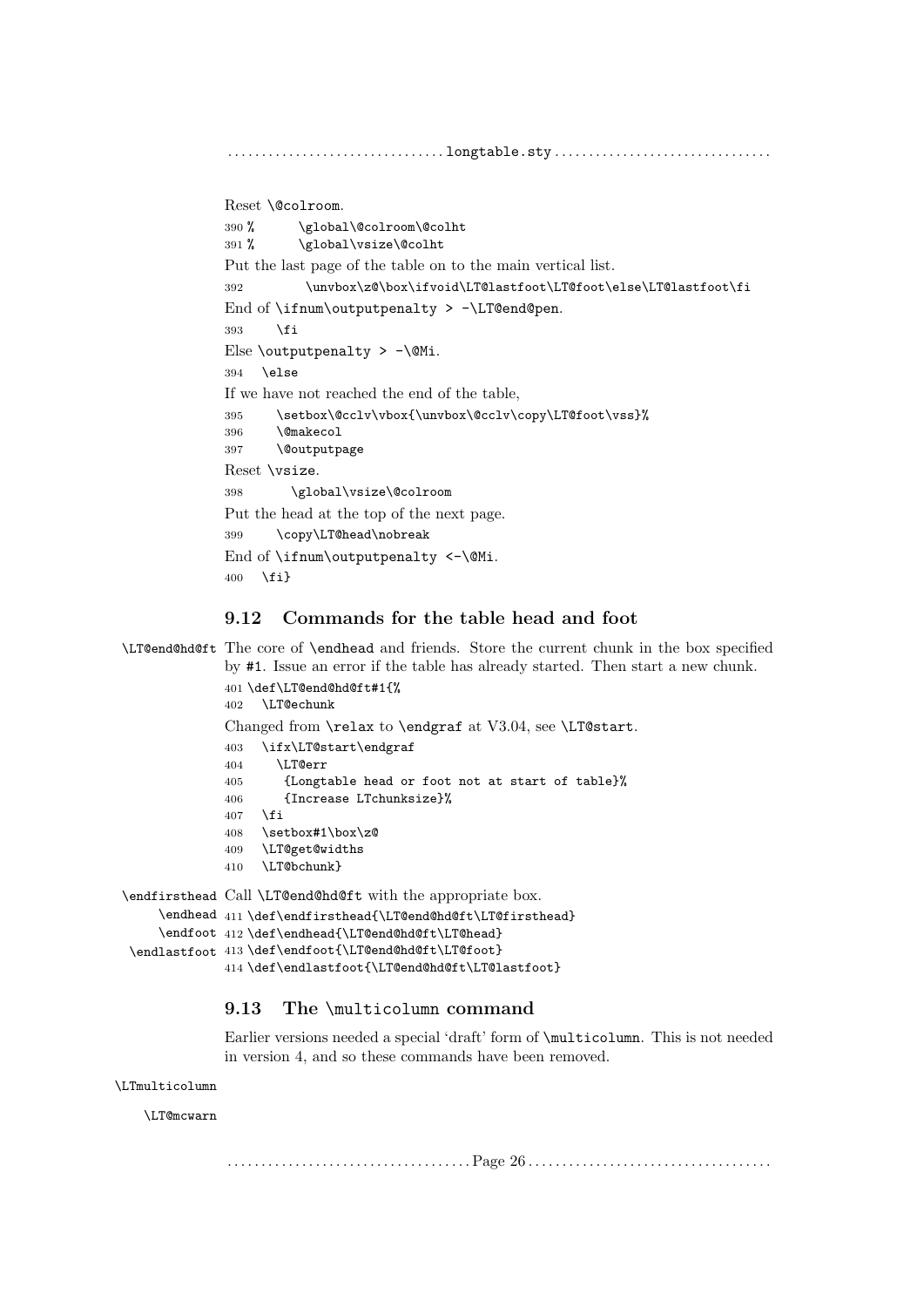Reset `\@colroom`.

```
390 %      \global\@colroom\@colht
391 %      \global\vsize\@colht
```

Put the last page of the table on to the main vertical list.

```
392        \unvbox\z@\box\ifvoid\LT@lastfoot\LT@foot\else\LT@lastfoot\fi
```

End of `\ifnum\outputpenalty > -\LT@end@pen`.

```
393     \fi
```

Else `\outputpenalty > -\@Mi`.

```
394   \else
```

If we have not reached the end of the table,

```
395     \setbox\@cclv\vbox{\unvbox\@cclv\copy\LT@foot\vss}%
396     \@makecol
397     \@outputpage
```

Reset `\vsize`.

```
398       \global\vsize\@colroom
```

Put the head at the top of the next page.

```
399     \copy\LT@head\nobreak
```

End of `\ifnum\outputpenalty <-\@Mi`.

```
400   \fi}
```

## 9.12 Commands for the table head and foot

`\LT@end@hd@ft` The core of `\endhead` and friends. Store the current chunk in the box specified by `#1`. Issue an error if the table has already started. Then start a new chunk.

```
401 \def\LT@end@hd@ft#1{%
402   \LT@echunk
```

Changed from `\relax` to `\endgraf` at V3.04, see `\LT@start`.

```
403   \ifx\LT@start\endgraf
404     \LT@err
405      {Longtable head or foot not at start of table}%
406      {Increase LTchunksize}%
407   \fi
408   \setbox#1\box\z@
409   \LT@get@widths
410   \LT@bchunk}
```

`\endfirsthead` `\endhead` `\endfoot` `\endlastfoot` Call `\LT@end@hd@ft` with the appropriate box.

```
411 \def\endfirsthead{\LT@end@hd@ft\LT@firsthead}
412 \def\endhead{\LT@end@hd@ft\LT@head}
413 \def\endfoot{\LT@end@hd@ft\LT@foot}
414 \def\endlastfoot{\LT@end@hd@ft\LT@lastfoot}
```

## 9.13 The `\multicolumn` command

Earlier versions needed a special 'draft' form of `\multicolumn`. This is not needed in version 4, and so these commands have been removed.

`\LTmulticolumn`

`\LT@mcwarn`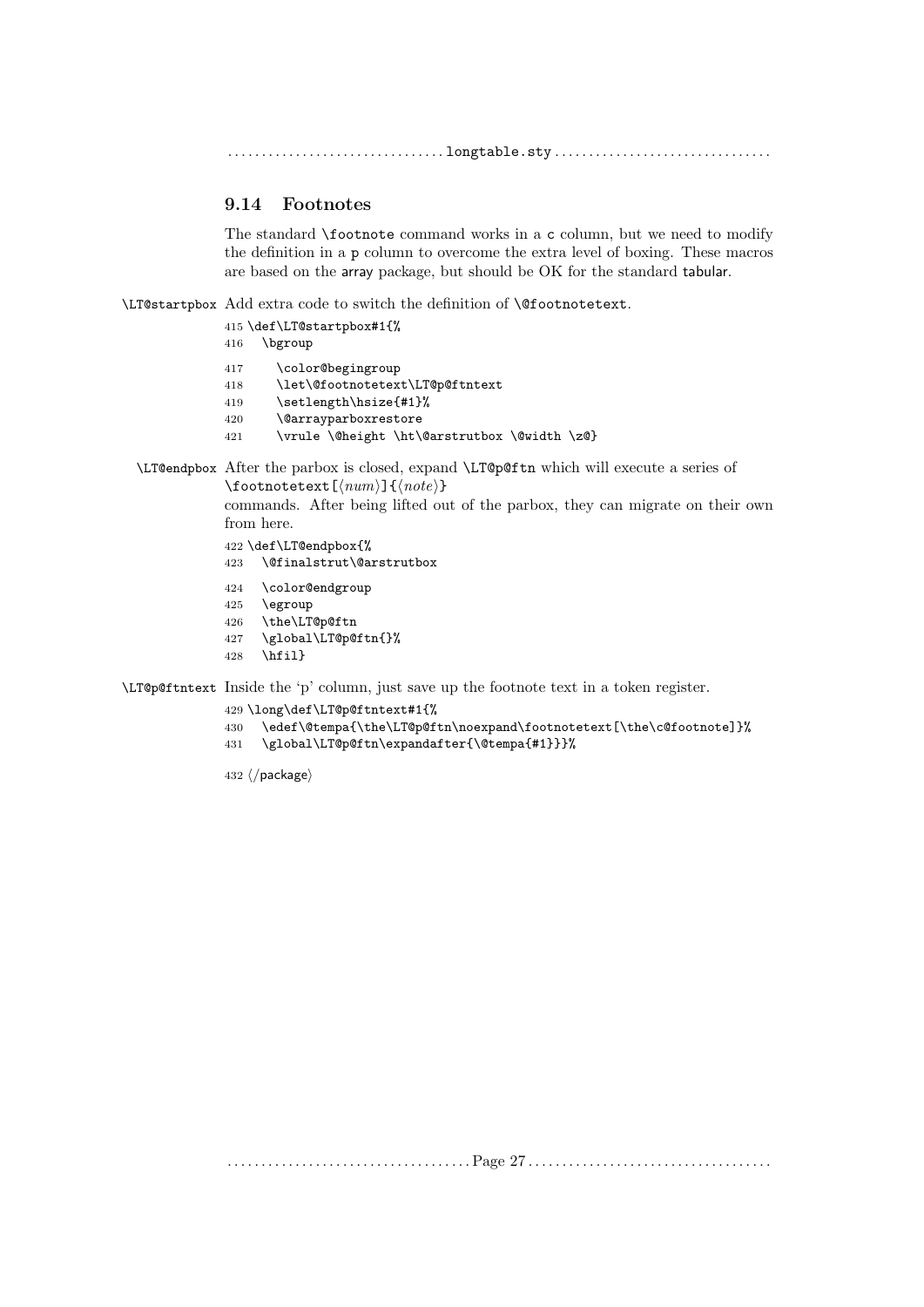### 9.14 Footnotes

The standard `\footnote` command works in a `c` column, but we need to modify the definition in a `p` column to overcome the extra level of boxing. These macros are based on the array package, but should be OK for the standard tabular.

`\LT@startpbox` Add extra code to switch the definition of `\@footnotetext`.

```
415 \def\LT@startpbox#1{%
416   \bgroup
417     \color@begingroup
418     \let\@footnotetext\LT@p@ftntext
419     \setlength\hsize{#1}%
420     \@arrayparboxrestore
421     \vrule \@height \ht\@arstrutbox \@width \z@}
```

`\LT@endpbox` After the parbox is closed, expand `\LT@p@ftn` which will execute a series of `\footnotetext[`⟨*num*⟩`]{`⟨*note*⟩`}` commands. After being lifted out of the parbox, they can migrate on their own from here.

```
422 \def\LT@endpbox{%
423   \@finalstrut\@arstrutbox
424   \color@endgroup
425   \egroup
426   \the\LT@p@ftn
427   \global\LT@p@ftn{}%
428   \hfil}
```

`\LT@p@ftntext` Inside the 'p' column, just save up the footnote text in a token register.

```
429 \long\def\LT@p@ftntext#1{%
430   \edef\@tempa{\the\LT@p@ftn\noexpand\footnotetext[\the\c@footnote]}%
431   \global\LT@p@ftn\expandafter{\@tempa{#1}}}%
```

432 ⟨/package⟩